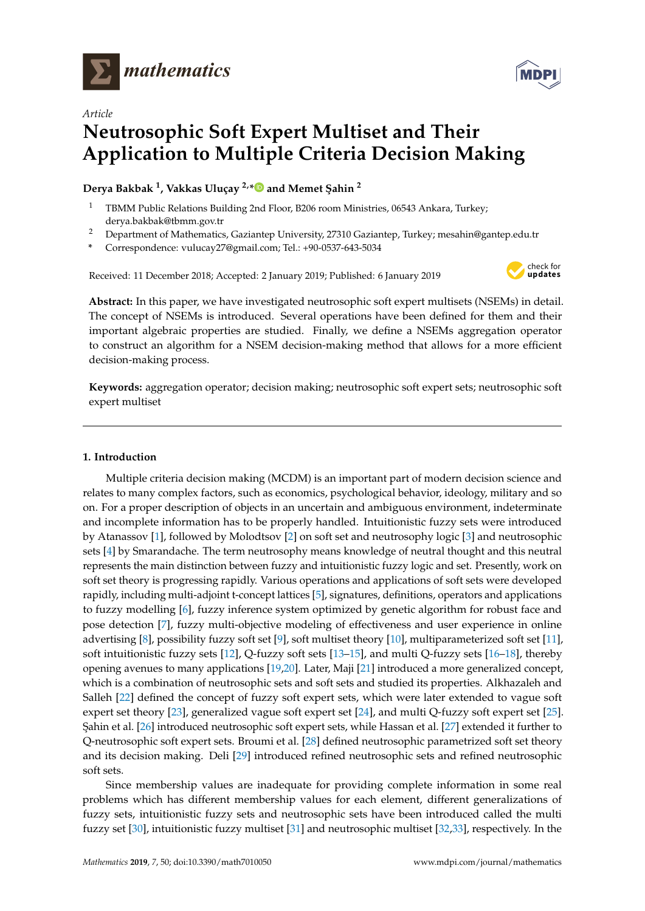*Article*

# Neutrosophic Soft Expert Multiset and Their Application to Multiple Criteria Decision Making

**Derya Bakbak [1], Vakkas Uluçay [2,*] and Memet Şahin [2]**

[1] TBMM Public Relations Building 2nd Floor, B206 room Ministries, 06543 Ankara, Turkey; derya.bakbak@tbmm.gov.tr

[2] Department of Mathematics, Gaziantep University, 27310 Gaziantep, Turkey; mesahin@gantep.edu.tr

\* Correspondence: vulucay27@gmail.com; Tel.: +90-0537-643-5034

Received: 11 December 2018; Accepted: 2 January 2019; Published: 6 January 2019

**Abstract:** In this paper, we have investigated neutrosophic soft expert multisets (NSEMs) in detail. The concept of NSEMs is introduced. Several operations have been defined for them and their important algebraic properties are studied. Finally, we define a NSEMs aggregation operator to construct an algorithm for a NSEM decision-making method that allows for a more efficient decision-making process.

**Keywords:** aggregation operator; decision making; neutrosophic soft expert sets; neutrosophic soft expert multiset

## 1. Introduction

Multiple criteria decision making (MCDM) is an important part of modern decision science and relates to many complex factors, such as economics, psychological behavior, ideology, military and so on. For a proper description of objects in an uncertain and ambiguous environment, indeterminate and incomplete information has to be properly handled. Intuitionistic fuzzy sets were introduced by Atanassov [1], followed by Molodtsov [2] on soft set and neutrosophy logic [3] and neutrosophic sets [4] by Smarandache. The term neutrosophy means knowledge of neutral thought and this neutral represents the main distinction between fuzzy and intuitionistic fuzzy logic and set. Presently, work on soft set theory is progressing rapidly. Various operations and applications of soft sets were developed rapidly, including multi-adjoint t-concept lattices [5], signatures, definitions, operators and applications to fuzzy modelling [6], fuzzy inference system optimized by genetic algorithm for robust face and pose detection [7], fuzzy multi-objective modeling of effectiveness and user experience in online advertising [8], possibility fuzzy soft set [9], soft multiset theory [10], multiparameterized soft set [11], soft intuitionistic fuzzy sets [12], Q-fuzzy soft sets [13–15], and multi Q-fuzzy sets [16–18], thereby opening avenues to many applications [19,20]. Later, Maji [21] introduced a more generalized concept, which is a combination of neutrosophic sets and soft sets and studied its properties. Alkhazaleh and Salleh [22] defined the concept of fuzzy soft expert sets, which were later extended to vague soft expert set theory [23], generalized vague soft expert set [24], and multi Q-fuzzy soft expert set [25]. Şahin et al. [26] introduced neutrosophic soft expert sets, while Hassan et al. [27] extended it further to Q-neutrosophic soft expert sets. Broumi et al. [28] defined neutrosophic parametrized soft set theory and its decision making. Deli [29] introduced refined neutrosophic sets and refined neutrosophic soft sets.

Since membership values are inadequate for providing complete information in some real problems which has different membership values for each element, different generalizations of fuzzy sets, intuitionistic fuzzy sets and neutrosophic sets have been introduced called the multi fuzzy set [30], intuitionistic fuzzy multiset [31] and neutrosophic multiset [32,33], respectively. In the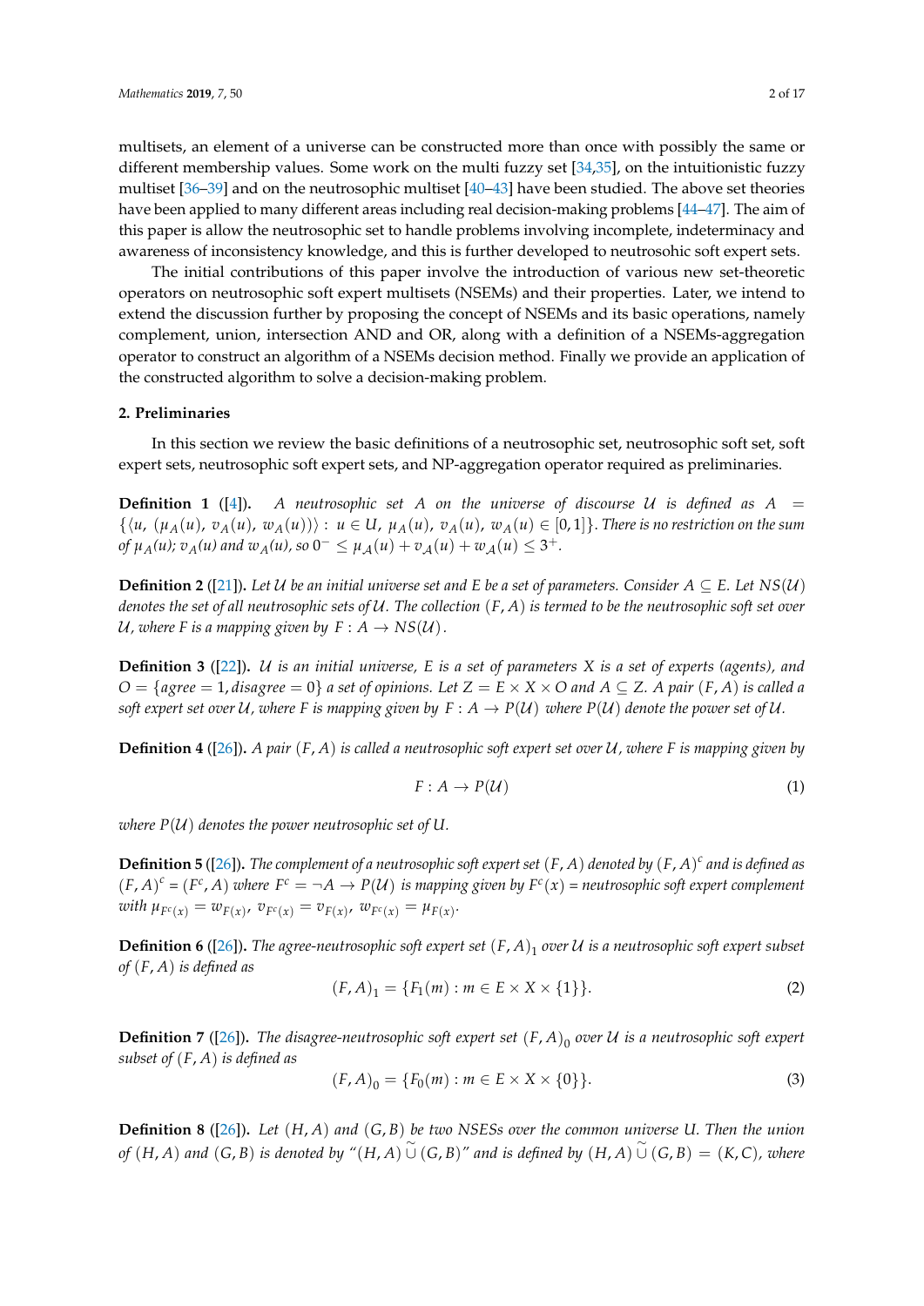multisets, an element of a universe can be constructed more than once with possibly the same or different membership values. Some work on the multi fuzzy set [34,35], on the intuitionistic fuzzy multiset [36–39] and on the neutrosophic multiset [40–43] have been studied. The above set theories have been applied to many different areas including real decision-making problems [44–47]. The aim of this paper is allow the neutrosophic set to handle problems involving incomplete, indeterminacy and awareness of inconsistency knowledge, and this is further developed to neutrosohic soft expert sets.

The initial contributions of this paper involve the introduction of various new set-theoretic operators on neutrosophic soft expert multisets (NSEMs) and their properties. Later, we intend to extend the discussion further by proposing the concept of NSEMs and its basic operations, namely complement, union, intersection AND and OR, along with a definition of a NSEMs-aggregation operator to construct an algorithm of a NSEMs decision method. Finally we provide an application of the constructed algorithm to solve a decision-making problem.

## 2. Preliminaries

In this section we review the basic definitions of a neutrosophic set, neutrosophic soft set, soft expert sets, neutrosophic soft expert sets, and NP-aggregation operator required as preliminaries.

**Definition 1** ([4]). *A neutrosophic set A on the universe of discourse $\mathcal{U}$ is defined as $A = \{\langle u, (\mu_A(u), v_A(u), w_A(u))\rangle : u \in U, \mu_A(u), v_A(u), w_A(u) \in [0,1]\}$. There is no restriction on the sum of $\mu_A(u)$; $v_A(u)$ and $w_A(u)$, so $0^- \leq \mu_{\mathcal{A}}(u) + v_{\mathcal{A}}(u) + w_{\mathcal{A}}(u) \leq 3^+$.*

**Definition 2** ([21]). *Let $\mathcal{U}$ be an initial universe set and E be a set of parameters. Consider $A \subseteq E$. Let $NS(\mathcal{U})$ denotes the set of all neutrosophic sets of $\mathcal{U}$. The collection $(F, A)$ is termed to be the neutrosophic soft set over $\mathcal{U}$, where F is a mapping given by $F : A \to NS(\mathcal{U})$.*

**Definition 3** ([22]). *$\mathcal{U}$ is an initial universe, E is a set of parameters X is a set of experts (agents), and $O = \{agree = 1, disagree = 0\}$ a set of opinions. Let $Z = E \times X \times O$ and $A \subseteq Z$. A pair $(F, A)$ is called a soft expert set over $\mathcal{U}$, where F is mapping given by $F : A \to P(\mathcal{U})$ where $P(\mathcal{U})$ denote the power set of $\mathcal{U}$.*

**Definition 4** ([26]). *A pair $(F, A)$ is called a neutrosophic soft expert set over $\mathcal{U}$, where F is mapping given by*

$$F : A \to P(\mathcal{U}) \tag{1}$$

*where $P(\mathcal{U})$ denotes the power neutrosophic set of U.*

**Definition 5** ([26]). *The complement of a neutrosophic soft expert set $(F, A)$ denoted by $(F, A)^c$ and is defined as $(F, A)^c = (F^c, A)$ where $F^c = \neg A \to P(\mathcal{U})$ is mapping given by $F^c(x)$ = neutrosophic soft expert complement with $\mu_{F^c(x)} = w_{F(x)}$, $v_{F^c(x)} = v_{F(x)}$, $w_{F^c(x)} = \mu_{F(x)}$.*

**Definition 6** ([26]). *The agree-neutrosophic soft expert set $(F, A)_1$ over $\mathcal{U}$ is a neutrosophic soft expert subset of $(F, A)$ is defined as*

$$(F, A)_1 = \{F_1(m) : m \in E \times X \times \{1\}\}. \tag{2}$$

**Definition 7** ([26]). *The disagree-neutrosophic soft expert set $(F, A)_0$ over $\mathcal{U}$ is a neutrosophic soft expert subset of $(F, A)$ is defined as*

$$(F, A)_0 = \{F_0(m) : m \in E \times X \times \{0\}\}. \tag{3}$$

**Definition 8** ([26]). *Let $(H, A)$ and $(G, B)$ be two NSESs over the common universe U. Then the union of $(H, A)$ and $(G, B)$ is denoted by "$(H, A) \,\widetilde{\cup}\, (G, B)$" and is defined by $(H, A) \,\widetilde{\cup}\, (G, B) = (K, C)$, where*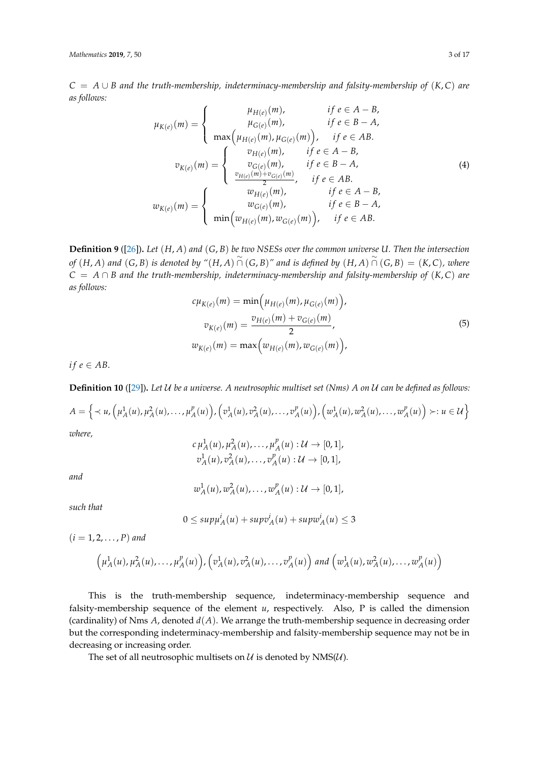$C = A \cup B$ *and the truth-membership, indeterminacy-membership and falsity-membership of* $(K, C)$ *are as follows:*

$$\mu_{K(e)}(m) = \begin{cases} \mu_{H(e)}(m), & if\ e \in A - B, \\ \mu_{G(e)}(m), & if\ e \in B - A, \\ \max\Big(\mu_{H(e)}(m), \mu_{G(e)}(m)\Big), & if\ e \in AB. \end{cases}$$
$$v_{K(e)}(m) = \begin{cases} v_{H(e)}(m), & if\ e \in A - B, \\ v_{G(e)}(m), & if\ e \in B - A, \\ \frac{v_{H(e)}(m) + v_{G(e)}(m)}{2}, & if\ e \in AB. \end{cases} \tag{4}$$
$$w_{K(e)}(m) = \begin{cases} w_{H(e)}(m), & if\ e \in A - B, \\ w_{G(e)}(m), & if\ e \in B - A, \\ \min\Big(w_{H(e)}(m), w_{G(e)}(m)\Big), & if\ e \in AB. \end{cases}$$

**Definition 9** ([26])**.** *Let* $(H, A)$ *and* $(G, B)$ *be two NSESs over the common universe U. Then the intersection of* $(H, A)$ *and* $(G, B)$ *is denoted by "*$(H, A) \,\widetilde{\cap}\, (G, B)$*" and is defined by* $(H, A) \,\widetilde{\cap}\, (G, B) = (K, C)$*, where* $C = A \cap B$ *and the truth-membership, indeterminacy-membership and falsity-membership of* $(K, C)$ *are as follows:*

$$c\mu_{K(e)}(m) = \min\Big(\mu_{H(e)}(m), \mu_{G(e)}(m)\Big),$$
$$v_{K(e)}(m) = \frac{v_{H(e)}(m) + v_{G(e)}(m)}{2}, \tag{5}$$
$$w_{K(e)}(m) = \max\Big(w_{H(e)}(m), w_{G(e)}(m)\Big),$$

*if* $e \in AB$.

**Definition 10** ([29])**.** *Let* $\mathcal{U}$ *be a universe. A neutrosophic multiset set (Nms) A on* $\mathcal{U}$ *can be defined as follows:*

$$A = \Big\{ \prec u, \Big(\mu_A^1(u), \mu_A^2(u), \ldots, \mu_A^p(u)\Big), \Big(v_A^1(u), v_A^2(u), \ldots, v_A^p(u)\Big), \Big(w_A^1(u), w_A^2(u), \ldots, w_A^p(u)\Big) \succ : u \in \mathcal{U} \Big\}$$

*where,*

$$c\,\mu_A^1(u), \mu_A^2(u), \ldots, \mu_A^p(u) : \mathcal{U} \to [0,1],$$
$$v_A^1(u), v_A^2(u), \ldots, v_A^p(u) : \mathcal{U} \to [0,1],$$

*and*

$$w_A^1(u), w_A^2(u), \ldots, w_A^p(u) : \mathcal{U} \to [0,1],$$

*such that*

$$0 \leq sup\mu_A^i(u) + supv_A^i(u) + supw_A^i(u) \leq 3$$

$(i = 1, 2, \ldots, P)$ *and*

$$\Big(\mu_A^1(u), \mu_A^2(u), \ldots, \mu_A^p(u)\Big), \Big(v_A^1(u), v_A^2(u), \ldots, v_A^p(u)\Big) \text{ and } \Big(w_A^1(u), w_A^2(u), \ldots, w_A^p(u)\Big)$$

This is the truth-membership sequence, indeterminacy-membership sequence and falsity-membership sequence of the element $u$, respectively. Also, P is called the dimension (cardinality) of Nms $A$, denoted $d(A)$. We arrange the truth-membership sequence in decreasing order but the corresponding indeterminacy-membership and falsity-membership sequence may not be in decreasing or increasing order.

The set of all neutrosophic multisets on $\mathcal{U}$ is denoted by NMS($\mathcal{U}$).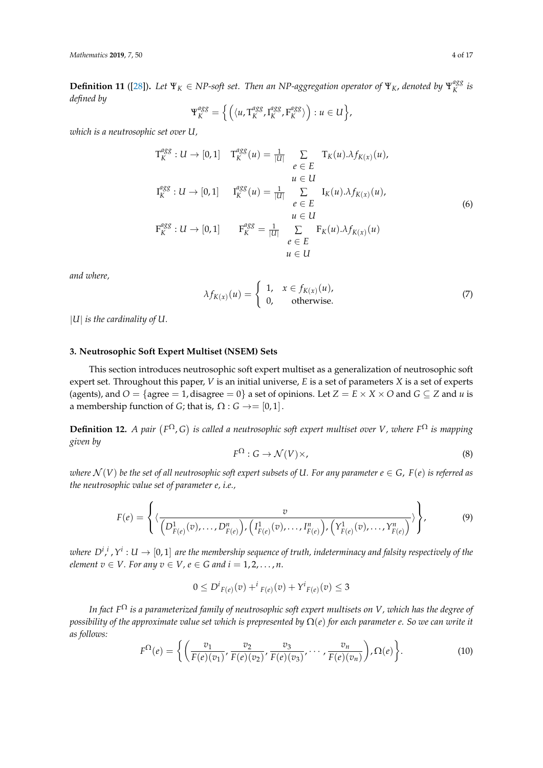**Definition 11** ([28]). *Let $\Psi_K \in$ NP-soft set. Then an NP-aggregation operator of $\Psi_K$, denoted by $\Psi_K^{agg}$ is defined by*

$$\Psi_K^{agg} = \left\{ \left( \langle u, \mathrm{T}_K^{agg}, \mathrm{I}_K^{agg}, \mathrm{F}_K^{agg} \rangle \right) : u \in U \right\},$$

*which is a neutrosophic set over $U$,*

$$\begin{aligned}
&\mathrm{T}_K^{agg} : U \to [0,1] \quad \mathrm{T}_K^{agg}(u) = \frac{1}{|U|} \sum_{\substack{e \in E \\ u \in U}} \mathrm{T}_K(u).\lambda f_{K(x)}(u), \\
&\mathrm{I}_K^{agg} : U \to [0,1] \quad \mathrm{I}_K^{agg}(u) = \frac{1}{|U|} \sum_{\substack{e \in E \\ u \in U}} \mathrm{I}_K(u).\lambda f_{K(x)}(u), \\
&\mathrm{F}_K^{agg} : U \to [0,1] \quad \mathrm{F}_K^{agg} = \frac{1}{|U|} \sum_{\substack{e \in E \\ u \in U}} \mathrm{F}_K(u).\lambda f_{K(x)}(u)
\end{aligned} \tag{6}$$

*and where,*

$$\lambda f_{K(x)}(u) = \begin{cases} 1, & x \in f_{K(x)}(u), \\ 0, & \text{otherwise.} \end{cases} \tag{7}$$

*$|U|$ is the cardinality of $U$.*

## 3. Neutrosophic Soft Expert Multiset (NSEM) Sets

This section introduces neutrosophic soft expert multiset as a generalization of neutrosophic soft expert set. Throughout this paper, $V$ is an initial universe, $E$ is a set of parameters $X$ is a set of experts (agents), and $O = \{\text{agree} = 1, \text{disagree} = 0\}$ a set of opinions. Let $Z = E \times X \times O$ and $G \subseteq Z$ and $u$ is a membership function of $G$; that is, $\Omega : G \to= [0,1]$.

**Definition 12.** *A pair $(F^{\Omega}, G)$ is called a neutrosophic soft expert multiset over $V$, where $F^{\Omega}$ is mapping given by*

$$F^{\Omega} : G \to \mathcal{N}(V) \times, \tag{8}$$

*where $\mathcal{N}(V)$ be the set of all neutrosophic soft expert subsets of $U$. For any parameter $e \in G$, $F(e)$ is referred as the neutrosophic value set of parameter $e$, i.e.,*

$$F(e) = \left\{ \langle \frac{v}{\left(D^1_{F(e)}(v), \ldots, D^n_{F(e)}\right), \left(I^1_{F(e)}(v), \ldots, I^n_{F(e)}\right), \left(Y^1_{F(e)}(v), \ldots, Y^n_{F(e)}\right)} \rangle \right\}, \tag{9}$$

*where $D^i, ^i, Y^i : U \to [0,1]$ are the membership sequence of truth, indeterminacy and falsity respectively of the element $v \in V$. For any $v \in V$, $e \in G$ and $i = 1, 2, \ldots, n$.*

$$0 \leq {D^i}_{F(e)}(v) + {^i}_{F(e)}(v) + {Y^i}_{F(e)}(v) \leq 3$$

*In fact $F^{\Omega}$ is a parameterized family of neutrosophic soft expert multisets on $V$, which has the degree of possibility of the approximate value set which is prepresented by $\Omega(e)$ for each parameter $e$. So we can write it as follows:*

$$F^{\Omega}(e) = \left\{ \left( \frac{v_1}{F(e)(v_1)}, \frac{v_2}{F(e)(v_2)}, \frac{v_3}{F(e)(v_3)}, \cdots, \frac{v_n}{F(e)(v_n)} \right), \Omega(e) \right\}. \tag{10}$$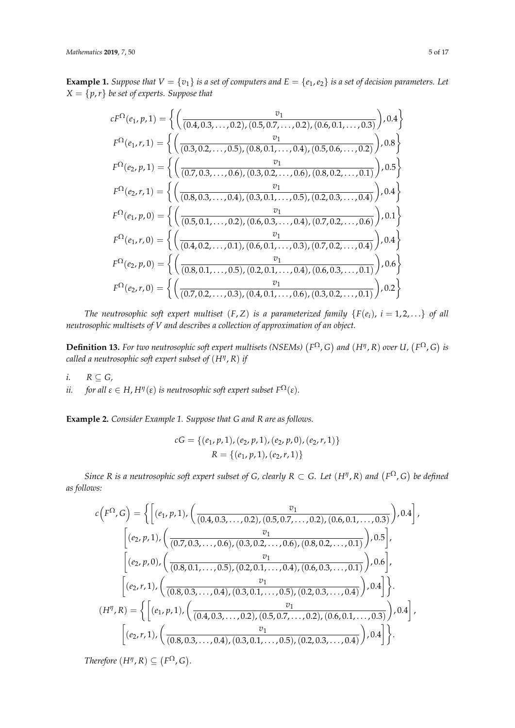**Example 1.** *Suppose that $V = \{v_1\}$ is a set of computers and $E = \{e_1, e_2\}$ is a set of decision parameters. Let $X = \{p, r\}$ be set of experts. Suppose that*

$$cF^{\Omega}(e_1, p, 1) = \left\{ \left( \frac{v_1}{(0.4, 0.3, \ldots, 0.2), (0.5, 0.7, \ldots, 0.2), (0.6, 0.1, \ldots, 0.3)} \right), 0.4 \right\}$$

$$F^{\Omega}(e_1, r, 1) = \left\{ \left( \frac{v_1}{(0.3, 0.2, \ldots, 0.5), (0.8, 0.1, \ldots, 0.4), (0.5, 0.6, \ldots, 0.2)} \right), 0.8 \right\}$$

$$F^{\Omega}(e_2, p, 1) = \left\{ \left( \frac{v_1}{(0.7, 0.3, \ldots, 0.6), (0.3, 0.2, \ldots, 0.6), (0.8, 0.2, \ldots, 0.1)} \right), 0.5 \right\}$$

$$F^{\Omega}(e_2, r, 1) = \left\{ \left( \frac{v_1}{(0.8, 0.3, \ldots, 0.4), (0.3, 0.1, \ldots, 0.5), (0.2, 0.3, \ldots, 0.4)} \right), 0.4 \right\}$$

$$F^{\Omega}(e_1, p, 0) = \left\{ \left( \frac{v_1}{(0.5, 0.1, \ldots, 0.2), (0.6, 0.3, \ldots, 0.4), (0.7, 0.2, \ldots, 0.6)} \right), 0.1 \right\}$$

$$F^{\Omega}(e_1, r, 0) = \left\{ \left( \frac{v_1}{(0.4, 0.2, \ldots, 0.1), (0.6, 0.1, \ldots, 0.3), (0.7, 0.2, \ldots, 0.4)} \right), 0.4 \right\}$$

$$F^{\Omega}(e_2, p, 0) = \left\{ \left( \frac{v_1}{(0.8, 0.1, \ldots, 0.5), (0.2, 0.1, \ldots, 0.4), (0.6, 0.3, \ldots, 0.1)} \right), 0.6 \right\}$$

$$F^{\Omega}(e_2, r, 0) = \left\{ \left( \frac{v_1}{(0.7, 0.2, \ldots, 0.3), (0.4, 0.1, \ldots, 0.6), (0.3, 0.2, \ldots, 0.1)} \right), 0.2 \right\}$$

*The neutrosophic soft expert multiset $(F, Z)$ is a parameterized family $\{F(e_i),\ i = 1, 2, \ldots\}$ of all neutrosophic multisets of $V$ and describes a collection of approximation of an object.*

**Definition 13.** *For two neutrosophic soft expert multisets (NSEMs) $(F^{\Omega}, G)$ and $(H^{\eta}, R)$ over $U$, $(F^{\Omega}, G)$ is called a neutrosophic soft expert subset of $(H^{\eta}, R)$ if*

*i.* $R \subseteq G$,

*ii.* *for all $\varepsilon \in H$, $H^{\eta}(\varepsilon)$ is neutrosophic soft expert subset $F^{\Omega}(\varepsilon)$.*

**Example 2.** *Consider Example 1. Suppose that $G$ and $R$ are as follows.*

$$cG = \{(e_1, p, 1), (e_2, p, 1), (e_2, p, 0), (e_2, r, 1)\}$$
$$R = \{(e_1, p, 1), (e_2, r, 1)\}$$

*Since $R$ is a neutrosophic soft expert subset of $G$, clearly $R \subset G$. Let $(H^{\eta}, R)$ and $(F^{\Omega}, G)$ be defined as follows:*

$$c\left(F^{\Omega}, G\right) = \left\{ \left[ (e_1, p, 1), \left( \frac{v_1}{(0.4, 0.3, \ldots, 0.2), (0.5, 0.7, \ldots, 0.2), (0.6, 0.1, \ldots, 0.3)} \right), 0.4 \right], \right.$$
$$\left[ (e_2, p, 1), \left( \frac{v_1}{(0.7, 0.3, \ldots, 0.6), (0.3, 0.2, \ldots, 0.6), (0.8, 0.2, \ldots, 0.1)} \right), 0.5 \right],$$
$$\left[ (e_2, p, 0), \left( \frac{v_1}{(0.8, 0.1, \ldots, 0.5), (0.2, 0.1, \ldots, 0.4), (0.6, 0.3, \ldots, 0.1)} \right), 0.6 \right],$$
$$\left. \left[ (e_2, r, 1), \left( \frac{v_1}{(0.8, 0.3, \ldots, 0.4), (0.3, 0.1, \ldots, 0.5), (0.2, 0.3, \ldots, 0.4)} \right), 0.4 \right] \right\}.$$

$$(H^{\eta}, R) = \left\{ \left[ (e_1, p, 1), \left( \frac{v_1}{(0.4, 0.3, \ldots, 0.2), (0.5, 0.7, \ldots, 0.2), (0.6, 0.1, \ldots, 0.3)} \right), 0.4 \right], \right.$$
$$\left. \left[ (e_2, r, 1), \left( \frac{v_1}{(0.8, 0.3, \ldots, 0.4), (0.3, 0.1, \ldots, 0.5), (0.2, 0.3, \ldots, 0.4)} \right), 0.4 \right] \right\}.$$

*Therefore $(H^{\eta}, R) \subseteq \left(F^{\Omega}, G\right)$.*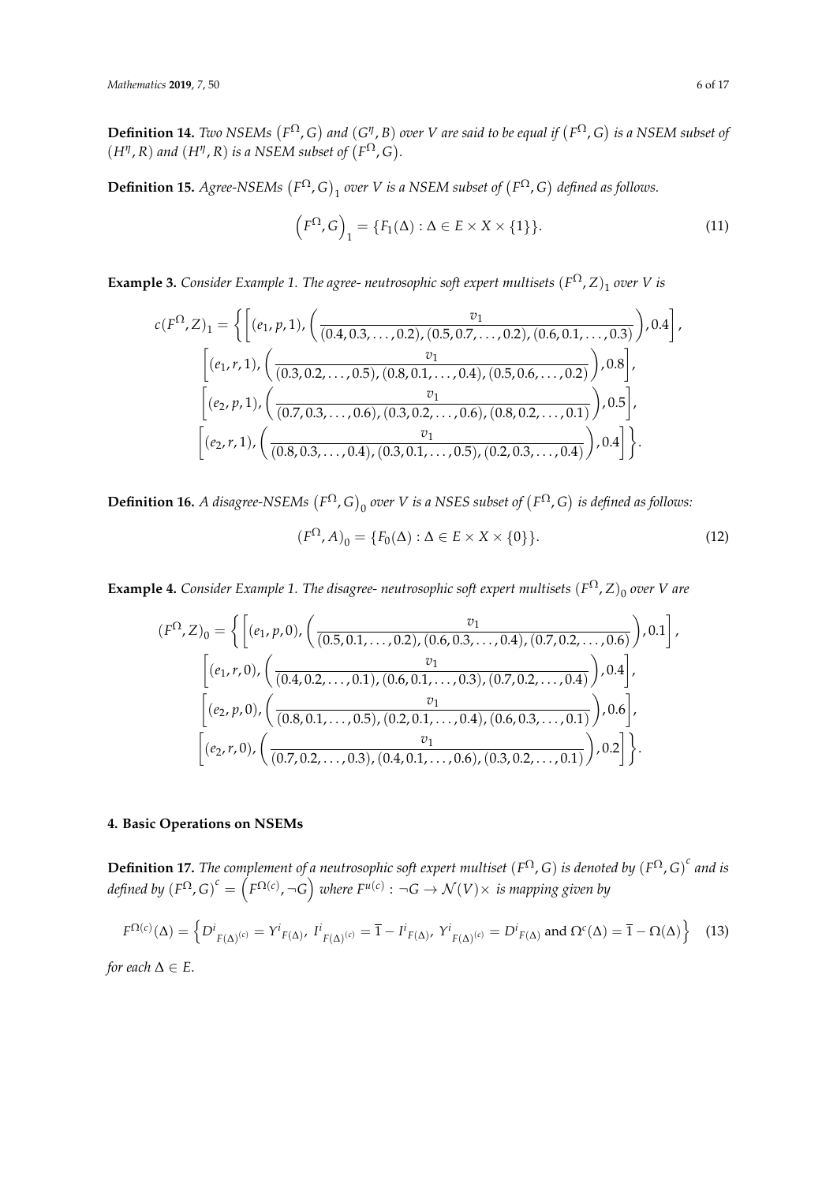**Definition 14.** *Two NSEMs* $\left(F^{\Omega}, G\right)$ *and* $\left(G^{\eta}, B\right)$ *over* $V$ *are said to be equal if* $\left(F^{\Omega}, G\right)$ *is a NSEM subset of* $\left(H^{\eta}, R\right)$ *and* $\left(H^{\eta}, R\right)$ *is a NSEM subset of* $\left(F^{\Omega}, G\right)$.

**Definition 15.** *Agree-NSEMs* $\left(F^{\Omega}, G\right)_1$ *over* $V$ *is a NSEM subset of* $\left(F^{\Omega}, G\right)$ *defined as follows.*

$$\left(F^{\Omega}, G\right)_1 = \{F_1(\Delta) : \Delta \in E \times X \times \{1\}\}. \tag{11}$$

**Example 3.** *Consider Example 1. The agree- neutrosophic soft expert multisets* $(F^{\Omega}, Z)_1$ *over* $V$ *is*

$$\begin{aligned}
c(F^{\Omega}, Z)_1 = \Bigg\{ & \left[(e_1, p, 1), \left(\frac{v_1}{(0.4, 0.3, \ldots, 0.2), (0.5, 0.7, \ldots, 0.2), (0.6, 0.1, \ldots, 0.3)}\right), 0.4\right], \\
& \left[(e_1, r, 1), \left(\frac{v_1}{(0.3, 0.2, \ldots, 0.5), (0.8, 0.1, \ldots, 0.4), (0.5, 0.6, \ldots, 0.2)}\right), 0.8\right], \\
& \left[(e_2, p, 1), \left(\frac{v_1}{(0.7, 0.3, \ldots, 0.6), (0.3, 0.2, \ldots, 0.6), (0.8, 0.2, \ldots, 0.1)}\right), 0.5\right], \\
& \left[(e_2, r, 1), \left(\frac{v_1}{(0.8, 0.3, \ldots, 0.4), (0.3, 0.1, \ldots, 0.5), (0.2, 0.3, \ldots, 0.4)}\right), 0.4\right] \Bigg\}.
\end{aligned}$$

**Definition 16.** *A disagree-NSEMs* $\left(F^{\Omega}, G\right)_0$ *over* $V$ *is a NSES subset of* $\left(F^{\Omega}, G\right)$ *is defined as follows:*

$$(F^{\Omega}, A)_0 = \{F_0(\Delta) : \Delta \in E \times X \times \{0\}\}. \tag{12}$$

**Example 4.** *Consider Example 1. The disagree- neutrosophic soft expert multisets* $(F^{\Omega}, Z)_0$ *over* $V$ *are*

$$\begin{aligned}
(F^{\Omega}, Z)_0 = \Bigg\{ & \left[(e_1, p, 0), \left(\frac{v_1}{(0.5, 0.1, \ldots, 0.2), (0.6, 0.3, \ldots, 0.4), (0.7, 0.2, \ldots, 0.6)}\right), 0.1\right], \\
& \left[(e_1, r, 0), \left(\frac{v_1}{(0.4, 0.2, \ldots, 0.1), (0.6, 0.1, \ldots, 0.3), (0.7, 0.2, \ldots, 0.4)}\right), 0.4\right], \\
& \left[(e_2, p, 0), \left(\frac{v_1}{(0.8, 0.1, \ldots, 0.5), (0.2, 0.1, \ldots, 0.4), (0.6, 0.3, \ldots, 0.1)}\right), 0.6\right], \\
& \left[(e_2, r, 0), \left(\frac{v_1}{(0.7, 0.2, \ldots, 0.3), (0.4, 0.1, \ldots, 0.6), (0.3, 0.2, \ldots, 0.1)}\right), 0.2\right] \Bigg\}.
\end{aligned}$$

## 4. Basic Operations on NSEMs

**Definition 17.** *The complement of a neutrosophic soft expert multiset* $(F^{\Omega}, G)$ *is denoted by* $\left(F^{\Omega}, G\right)^c$ *and is defined by* $\left(F^{\Omega}, G\right)^c = \left(F^{\Omega(c)}, \neg G\right)$ *where* $F^{u(c)} : \neg G \to \mathcal{N}(V) \times$ *is mapping given by*

$$F^{\Omega(c)}(\Delta) = \left\{ {D^i}_{F(\Delta)^{(c)}} = {Y^i}_{F(\Delta)},\ {I^i}_{F(\Delta)^{(c)}} = \overline{1} - {I^i}_{F(\Delta)},\ {Y^i}_{F(\Delta)^{(c)}} = {D^i}_{F(\Delta)} \text{ and } \Omega^c(\Delta) = \overline{1} - \Omega(\Delta) \right\} \tag{13}$$

*for each* $\Delta \in E$.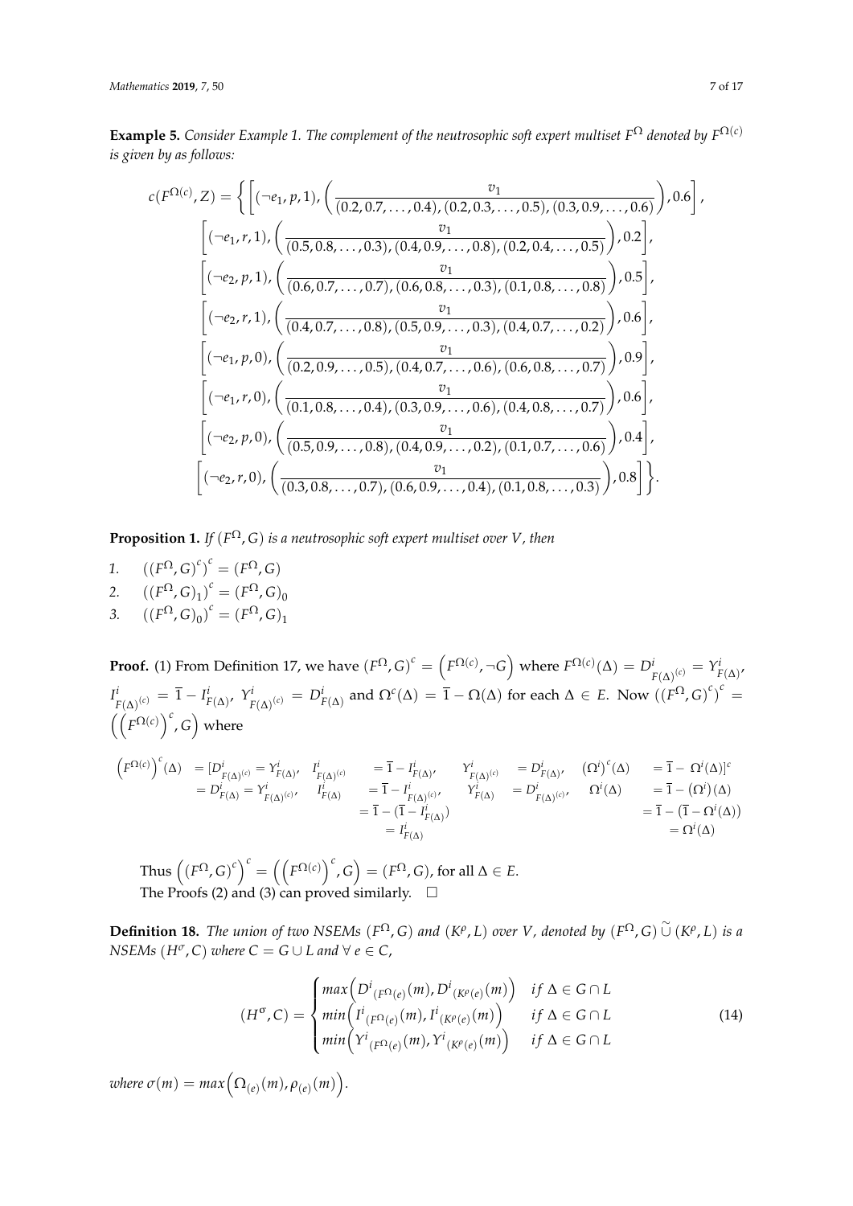**Example 5.** *Consider Example 1. The complement of the neutrosophic soft expert multiset $F^{\Omega}$ denoted by $F^{\Omega(c)}$ is given by as follows:*

$$
\begin{aligned}
c(F^{\Omega(c)}, Z) = \Bigg\{ & \left[(\neg e_1, p, 1), \left(\frac{v_1}{(0.2, 0.7, \ldots, 0.4), (0.2, 0.3, \ldots, 0.5), (0.3, 0.9, \ldots, 0.6)}\right), 0.6\right], \\
& \left[(\neg e_1, r, 1), \left(\frac{v_1}{(0.5, 0.8, \ldots, 0.3), (0.4, 0.9, \ldots, 0.8), (0.2, 0.4, \ldots, 0.5)}\right), 0.2\right], \\
& \left[(\neg e_2, p, 1), \left(\frac{v_1}{(0.6, 0.7, \ldots, 0.7), (0.6, 0.8, \ldots, 0.3), (0.1, 0.8, \ldots, 0.8)}\right), 0.5\right], \\
& \left[(\neg e_2, r, 1), \left(\frac{v_1}{(0.4, 0.7, \ldots, 0.8), (0.5, 0.9, \ldots, 0.3), (0.4, 0.7, \ldots, 0.2)}\right), 0.6\right], \\
& \left[(\neg e_1, p, 0), \left(\frac{v_1}{(0.2, 0.9, \ldots, 0.5), (0.4, 0.7, \ldots, 0.6), (0.6, 0.8, \ldots, 0.7)}\right), 0.9\right], \\
& \left[(\neg e_1, r, 0), \left(\frac{v_1}{(0.1, 0.8, \ldots, 0.4), (0.3, 0.9, \ldots, 0.6), (0.4, 0.8, \ldots, 0.7)}\right), 0.6\right], \\
& \left[(\neg e_2, p, 0), \left(\frac{v_1}{(0.5, 0.9, \ldots, 0.8), (0.4, 0.9, \ldots, 0.2), (0.1, 0.7, \ldots, 0.6)}\right), 0.4\right], \\
& \left[(\neg e_2, r, 0), \left(\frac{v_1}{(0.3, 0.8, \ldots, 0.7), (0.6, 0.9, \ldots, 0.4), (0.1, 0.8, \ldots, 0.3)}\right), 0.8\right] \Bigg\}.
\end{aligned}
$$

**Proposition 1.** *If $(F^{\Omega}, G)$ is a neutrosophic soft expert multiset over $V$, then*

1. $\left((F^{\Omega}, G)^c\right)^c = (F^{\Omega}, G)$
2. $\left((F^{\Omega}, G)_1\right)^c = (F^{\Omega}, G)_0$
3. $\left((F^{\Omega}, G)_0\right)^c = (F^{\Omega}, G)_1$

**Proof.** (1) From Definition 17, we have $(F^{\Omega}, G)^c = \left(F^{\Omega(c)}, \neg G\right)$ where $F^{\Omega(c)}(\Delta) = D^i_{F(\Delta)^{(c)}} = Y^i_{F(\Delta)}$, $I^i_{F(\Delta)^{(c)}} = \overline{1} - I^i_{F(\Delta)}$, $Y^i_{F(\Delta)^{(c)}} = D^i_{F(\Delta)}$ and $\Omega^c(\Delta) = \overline{1} - \Omega(\Delta)$ for each $\Delta \in E$. Now $\left((F^{\Omega}, G)^c\right)^c = \left(\left(F^{\Omega(c)}\right)^c, G\right)$ where

$$
\begin{aligned}
\left(F^{\Omega(c)}\right)^c(\Delta) &= [D^i_{F(\Delta)^{(c)}} = Y^i_{F(\Delta)}, & I^i_{F(\Delta)^{(c)}} &= \overline{1} - I^i_{F(\Delta)}, & Y^i_{F(\Delta)^{(c)}} &= D^i_{F(\Delta)}, & (\Omega^i)^c(\Delta) &= \overline{1} - \Omega^i(\Delta)]^c \\
&= D^i_{F(\Delta)} = Y^i_{F(\Delta)^{(c)}}, & I^i_{F(\Delta)} &= \overline{1} - I^i_{F(\Delta)^{(c)}}, & Y^i_{F(\Delta)} &= D^i_{F(\Delta)^{(c)}}, & \Omega^i(\Delta) &= \overline{1} - (\Omega^i)(\Delta) \\
& & &= \overline{1} - (\overline{1} - I^i_{F(\Delta)}) & & & &= \overline{1} - (\overline{1} - \Omega^i(\Delta)) \\
& & &= I^i_{F(\Delta)} & & & &= \Omega^i(\Delta)
\end{aligned}
$$

Thus $\left((F^{\Omega}, G)^c\right)^c = \left(\left(F^{\Omega(c)}\right)^c, G\right) = (F^{\Omega}, G)$, for all $\Delta \in E$.
The Proofs (2) and (3) can proved similarly. □

**Definition 18.** *The union of two NSEMs $(F^{\Omega}, G)$ and $(K^{\rho}, L)$ over $V$, denoted by $(F^{\Omega}, G) \,\widetilde{\cup}\, (K^{\rho}, L)$ is a NSEMs $(H^{\sigma}, C)$ where $C = G \cup L$ and $\forall\, e \in C$,*

$$
(H^{\sigma}, C) = \begin{cases} max\left(D^i{}_{(F^{\Omega}(e)}(m), D^i{}_{(K^{\rho}(e)}(m)\right) & if\ \Delta \in G \cap L \\ min\left(I^i{}_{(F^{\Omega}(e)}(m), I^i{}_{(K^{\rho}(e)}(m)\right) & if\ \Delta \in G \cap L \\ min\left(Y^i{}_{(F^{\Omega}(e)}(m), Y^i{}_{(K^{\rho}(e)}(m)\right) & if\ \Delta \in G \cap L \end{cases} \tag{14}
$$

*where $\sigma(m) = max\left(\Omega_{(e)}(m), \rho_{(e)}(m)\right)$.*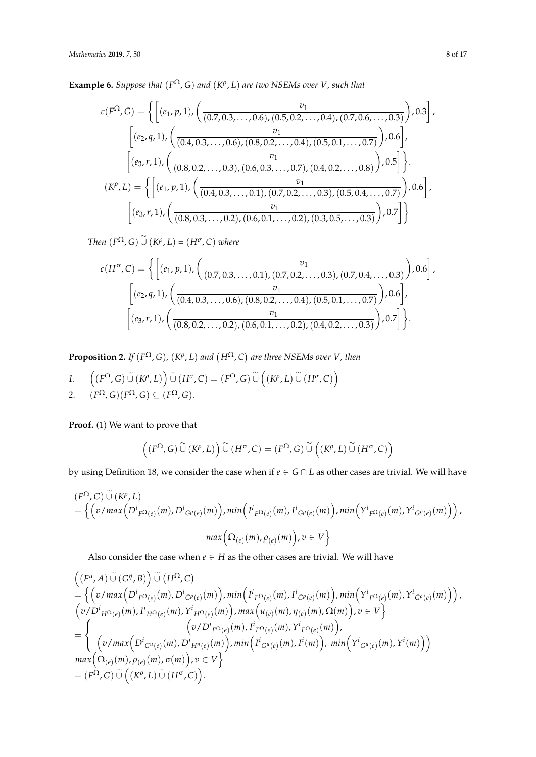**Example 6.** *Suppose that $(F^{\Omega}, G)$ and $(K^{\rho}, L)$ are two NSEMs over $V$, such that*

$$
\begin{aligned}
c(F^{\Omega}, G) = \Bigg\{ & \left[ (e_1, p, 1), \left( \frac{v_1}{(0.7, 0.3, \ldots, 0.6), (0.5, 0.2, \ldots, 0.4), (0.7, 0.6, \ldots, 0.3)} \right), 0.3 \right], \\
& \left[ (e_2, q, 1), \left( \frac{v_1}{(0.4, 0.3, \ldots, 0.6), (0.8, 0.2, \ldots, 0.4), (0.5, 0.1, \ldots, 0.7)} \right), 0.6 \right], \\
& \left[ (e_3, r, 1), \left( \frac{v_1}{(0.8, 0.2, \ldots, 0.3), (0.6, 0.3, \ldots, 0.7), (0.4, 0.2, \ldots, 0.8)} \right), 0.5 \right] \Bigg\}. \\
(K^{\rho}, L) = \Bigg\{ & \left[ (e_1, p, 1), \left( \frac{v_1}{(0.4, 0.3, \ldots, 0.1), (0.7, 0.2, \ldots, 0.3), (0.5, 0.4, \ldots, 0.7)} \right), 0.6 \right], \\
& \left[ (e_3, r, 1), \left( \frac{v_1}{(0.8, 0.3, \ldots, 0.2), (0.6, 0.1, \ldots, 0.2), (0.3, 0.5, \ldots, 0.3)} \right), 0.7 \right] \Bigg\}
\end{aligned}
$$

*Then* $(F^{\Omega}, G) \,\widetilde{\cup}\, (K^{\rho}, L) = (H^{\sigma}, C)$ *where*

$$
\begin{aligned}
c(H^{\sigma}, C) = \Bigg\{ & \left[ (e_1, p, 1), \left( \frac{v_1}{(0.7, 0.3, \ldots, 0.1), (0.7, 0.2, \ldots, 0.3), (0.7, 0.4, \ldots, 0.3)} \right), 0.6 \right], \\
& \left[ (e_2, q, 1), \left( \frac{v_1}{(0.4, 0.3, \ldots, 0.6), (0.8, 0.2, \ldots, 0.4), (0.5, 0.1, \ldots, 0.7)} \right), 0.6 \right], \\
& \left[ (e_3, r, 1), \left( \frac{v_1}{(0.8, 0.2, \ldots, 0.2), (0.6, 0.1, \ldots, 0.2), (0.4, 0.2, \ldots, 0.3)} \right), 0.7 \right] \Bigg\}.
\end{aligned}
$$

**Proposition 2.** *If $(F^{\Omega}, G)$, $(K^{\rho}, L)$ and $(H^{\Omega}, C)$ are three NSEMs over $V$, then*

1. $\left( (F^{\Omega}, G) \,\widetilde{\cup}\, (K^{\rho}, L) \right) \widetilde{\cup}\, (H^{\sigma}, C) = (F^{\Omega}, G) \,\widetilde{\cup}\, \left( (K^{\rho}, L) \,\widetilde{\cup}\, (H^{\sigma}, C) \right)$
2. $(F^{\Omega}, G)(F^{\Omega}, G) \subseteq (F^{\Omega}, G)$.

**Proof.** (1) We want to prove that

$$
\left( (F^{\Omega}, G) \,\widetilde{\cup}\, (K^{\rho}, L) \right) \widetilde{\cup}\, (H^{\sigma}, C) = (F^{\Omega}, G) \,\widetilde{\cup}\, \left( (K^{\rho}, L) \,\widetilde{\cup}\, (H^{\sigma}, C) \right)
$$

by using Definition 18, we consider the case when if $e \in G \cap L$ as other cases are trivial. We will have

$$
\begin{aligned}
& (F^{\Omega}, G) \,\widetilde{\cup}\, (K^{\rho}, L) \\
& = \Big\{ \Big( v / max\Big( D^{i}{}_{F^{\Omega}(e)}(m), D^{i}{}_{G^{\rho}(e)}(m) \Big), min\Big( I^{i}{}_{F^{\Omega}(e)}(m), I^{i}{}_{G^{\rho}(e)}(m) \Big), min\Big( Y^{i}{}_{F^{\Omega}(e)}(m), Y^{i}{}_{G^{\rho}(e)}(m) \Big) \Big), \\
& \qquad max\Big( \Omega_{(e)}(m), \rho_{(e)}(m) \Big), v \in V \Big\}
\end{aligned}
$$

Also consider the case when $e \in H$ as the other cases are trivial. We will have

$$
\begin{aligned}
& \Big( (F^{u}, A) \,\widetilde{\cup}\, (G^{\eta}, B) \Big) \,\widetilde{\cup}\, \big( H^{\Omega}, C \big) \\
& = \Big\{ \Big( v / max\Big( D^{i}{}_{F^{\Omega}(e)}(m), D^{i}{}_{G^{\rho}(e)}(m) \Big), min\Big( I^{i}{}_{F^{\Omega}(e)}(m), I^{i}{}_{G^{\rho}(e)}(m) \Big), min\Big( Y^{i}{}_{F^{\Omega}(e)}(m), Y^{i}{}_{G^{\rho}(e)}(m) \Big) \Big), \\
& \quad \Big( v / D^{i}{}_{H^{\Omega}(e)}(m), I^{i}{}_{H^{\Omega}(e)}(m), Y^{i}{}_{H^{\Omega}(e)}(m) \Big), max\Big( u_{(e)}(m), \eta_{(e)}(m), \Omega(m) \Big), v \in V \Big\} \\
& = \left\{ \begin{array}{c} \Big( v / D^{i}{}_{F^{\Omega}(e)}(m), I^{i}{}_{F^{\Omega}(e)}(m), Y^{i}{}_{F^{\Omega}(e)}(m) \Big), \\ \Big( v / max\Big( D^{i}{}_{G^{u}(e)}(m), D^{i}{}_{H^{\eta}(e)}(m) \Big), min\Big( I^{i}{}_{G^{u}(e)}(m), I^{i}(m) \Big), \; min\Big( Y^{i}{}_{G^{u}(e)}(m), Y^{i}(m) \Big) \Big) \end{array} \right. \\
& max\Big( \Omega_{(e)}(m), \rho_{(e)}(m), \sigma(m) \Big), v \in V \Big\} \\
& = (F^{\Omega}, G) \,\widetilde{\cup}\, \Big( (K^{\rho}, L) \,\widetilde{\cup}\, (H^{\sigma}, C) \Big).
\end{aligned}
$$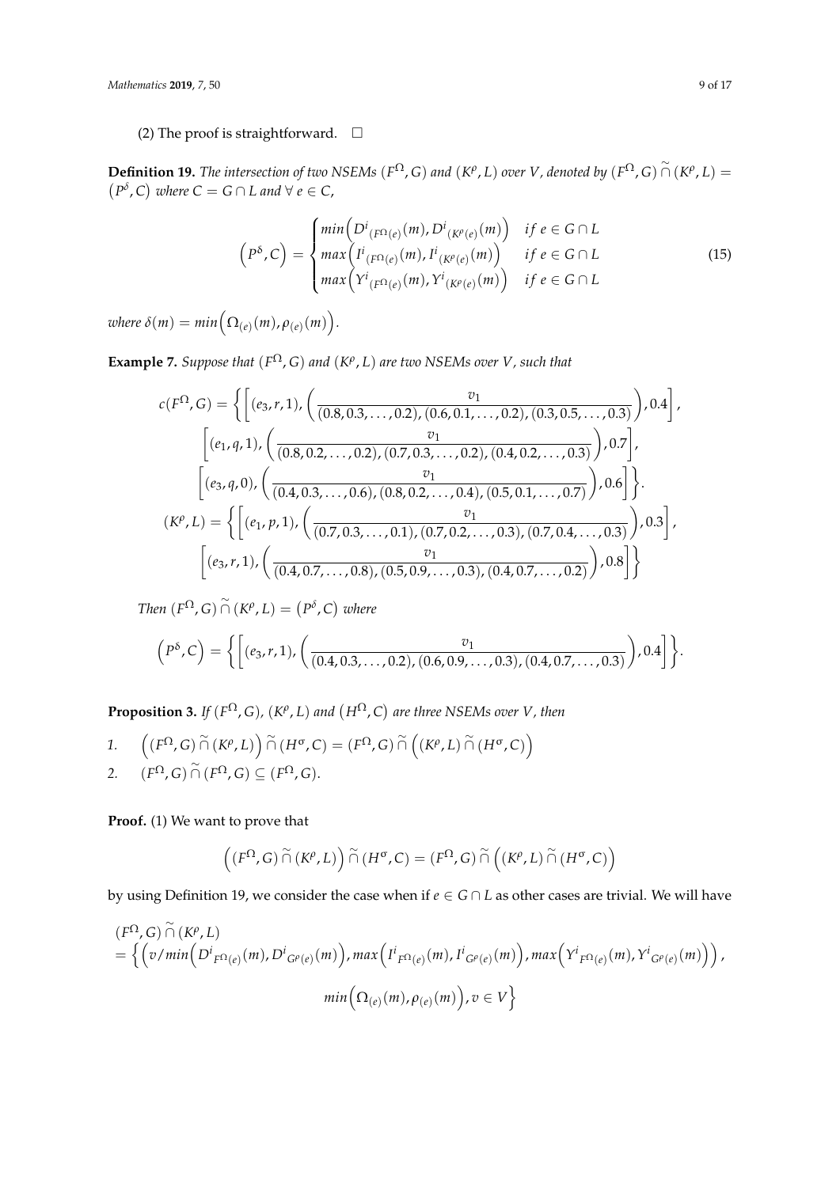(2) The proof is straightforward. $\square$

**Definition 19.** *The intersection of two NSEMs $(F^{\Omega}, G)$ and $(K^{\rho}, L)$ over $V$, denoted by $(F^{\Omega}, G) \,\widetilde{\cap}\, (K^{\rho}, L) = \left(P^{\delta}, C\right)$ where $C = G \cap L$ and $\forall\, e \in C$,*

$$
\left(P^{\delta}, C\right) = \begin{cases} min\Big(D^{i}{}_{(F^{\Omega}(e)}(m), D^{i}{}_{(K^{\rho}(e)}(m)\Big) & if\ e \in G \cap L \\ max\Big(I^{i}{}_{(F^{\Omega}(e)}(m), I^{i}{}_{(K^{\rho}(e)}(m)\Big) & if\ e \in G \cap L \\ max\Big(Y^{i}{}_{(F^{\Omega}(e)}(m), Y^{i}{}_{(K^{\rho}(e)}(m)\Big) & if\ e \in G \cap L \end{cases} \tag{15}
$$

*where $\delta(m) = min\Big(\Omega_{(e)}(m), \rho_{(e)}(m)\Big)$.*

**Example 7.** *Suppose that $(F^{\Omega}, G)$ and $(K^{\rho}, L)$ are two NSEMs over $V$, such that*

$$
\begin{aligned}
c(F^{\Omega}, G) = \Bigg\{ &\Bigg[(e_3, r, 1), \left(\frac{v_1}{(0.8, 0.3, \ldots, 0.2), (0.6, 0.1, \ldots, 0.2), (0.3, 0.5, \ldots, 0.3)}\right), 0.4\Bigg], \\
&\Bigg[(e_1, q, 1), \left(\frac{v_1}{(0.8, 0.2, \ldots, 0.2), (0.7, 0.3, \ldots, 0.2), (0.4, 0.2, \ldots, 0.3)}\right), 0.7\Bigg], \\
&\Bigg[(e_3, q, 0), \left(\frac{v_1}{(0.4, 0.3, \ldots, 0.6), (0.8, 0.2, \ldots, 0.4), (0.5, 0.1, \ldots, 0.7)}\right), 0.6\Bigg]\Bigg\}. \\
(K^{\rho}, L) = \Bigg\{ &\Bigg[(e_1, p, 1), \left(\frac{v_1}{(0.7, 0.3, \ldots, 0.1), (0.7, 0.2, \ldots, 0.3), (0.7, 0.4, \ldots, 0.3)}\right), 0.3\Bigg], \\
&\Bigg[(e_3, r, 1), \left(\frac{v_1}{(0.4, 0.7, \ldots, 0.8), (0.5, 0.9, \ldots, 0.3), (0.4, 0.7, \ldots, 0.2)}\right), 0.8\Bigg]\Bigg\}
\end{aligned}
$$

*Then $(F^{\Omega}, G) \,\widetilde{\cap}\, (K^{\rho}, L) = \left(P^{\delta}, C\right)$ where*

$$
\left(P^{\delta}, C\right) = \left\{\left[(e_3, r, 1), \left(\frac{v_1}{(0.4, 0.3, \ldots, 0.2), (0.6, 0.9, \ldots, 0.3), (0.4, 0.7, \ldots, 0.3)}\right), 0.4\right]\right\}.
$$

**Proposition 3.** *If $(F^{\Omega}, G)$, $(K^{\rho}, L)$ and $\left(H^{\Omega}, C\right)$ are three NSEMs over $V$, then*

1. $\Big((F^{\Omega}, G) \,\widetilde{\cap}\, (K^{\rho}, L)\Big) \,\widetilde{\cap}\, (H^{\sigma}, C) = (F^{\Omega}, G) \,\widetilde{\cap}\, \Big((K^{\rho}, L) \,\widetilde{\cap}\, (H^{\sigma}, C)\Big)$
2. $(F^{\Omega}, G) \,\widetilde{\cap}\, (F^{\Omega}, G) \subseteq (F^{\Omega}, G)$.

**Proof.** (1) We want to prove that

$$
\Big((F^{\Omega}, G) \,\widetilde{\cap}\, (K^{\rho}, L)\Big) \,\widetilde{\cap}\, (H^{\sigma}, C) = (F^{\Omega}, G) \,\widetilde{\cap}\, \Big((K^{\rho}, L) \,\widetilde{\cap}\, (H^{\sigma}, C)\Big)
$$

by using Definition 19, we consider the case when if $e \in G \cap L$ as other cases are trivial. We will have

$$
\begin{aligned}
&(F^{\Omega}, G) \,\widetilde{\cap}\, (K^{\rho}, L) \\
&= \Big\{\Big(v / min\Big(D^{i}{}_{F^{\Omega}(e)}(m), D^{i}{}_{G^{\rho}(e)}(m)\Big), max\Big(I^{i}{}_{F^{\Omega}(e)}(m), I^{i}{}_{G^{\rho}(e)}(m)\Big), max\Big(Y^{i}{}_{F^{\Omega}(e)}(m), Y^{i}{}_{G^{\rho}(e)}(m)\Big)\Big), \\
&\qquad\qquad min\Big(\Omega_{(e)}(m), \rho_{(e)}(m)\Big), v \in V\Big\}
\end{aligned}
$$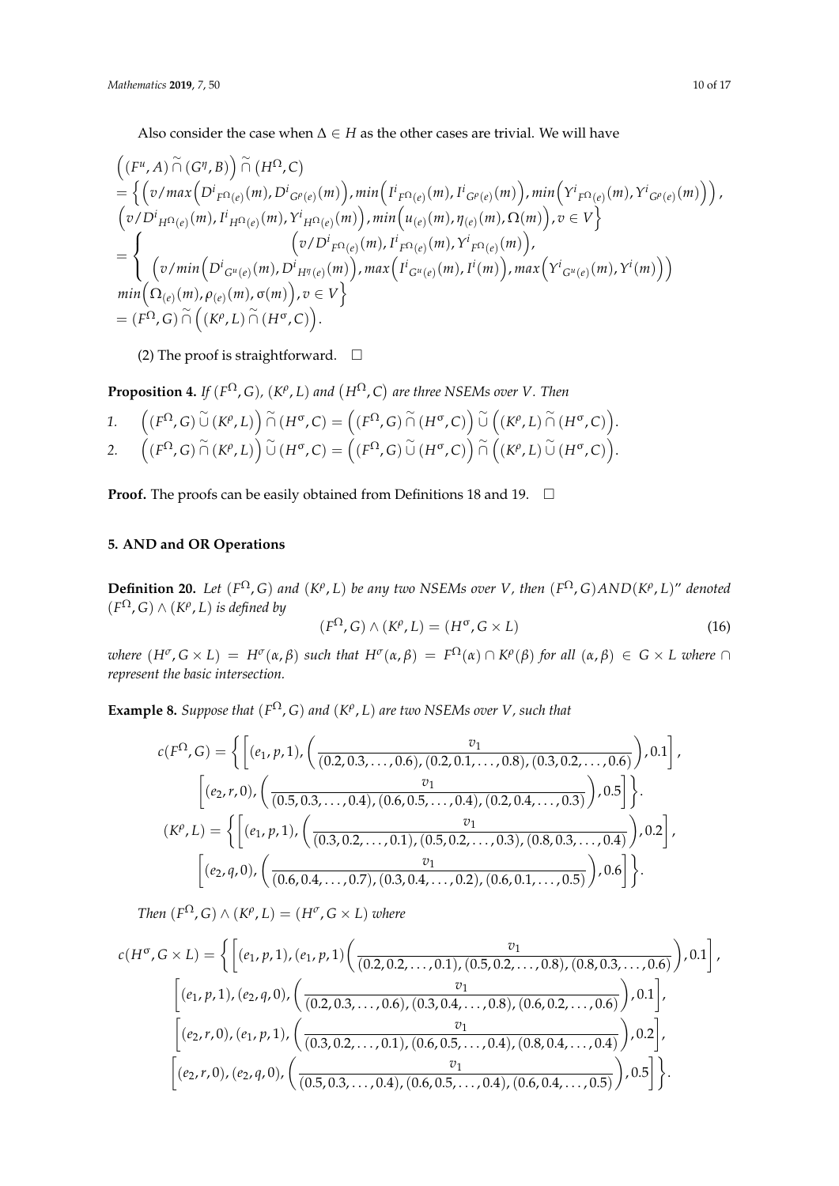Also consider the case when $\Delta \in H$ as the other cases are trivial. We will have

$$
\begin{aligned}
&\left((F^u, A)\,\widetilde{\cap}\,(G^\eta, B)\right)\widetilde{\cap}\,(H^\Omega, C) \\
&= \Big\{ \Big( v/max\Big(D^i{}_{F^{\Omega}(e)}(m), D^i{}_{G^{\rho}(e)}(m)\Big), min\Big(I^i{}_{F^{\Omega}(e)}(m), I^i{}_{G^{\rho}(e)}(m)\Big), min\Big(Y^i{}_{F^{\Omega}(e)}(m), Y^i{}_{G^{\rho}(e)}(m)\Big)\Big), \\
&\Big(v/D^i{}_{H^{\Omega}(e)}(m), I^i{}_{H^{\Omega}(e)}(m), Y^i{}_{H^{\Omega}(e)}(m)\Big), min\Big(u_{(e)}(m), \eta_{(e)}(m), \Omega(m)\Big), v \in V \Big\} \\
&= \left\{ \begin{array}{c} \Big(v/D^i{}_{F^{\Omega}(e)}(m), I^i{}_{F^{\Omega}(e)}(m), Y^i{}_{F^{\Omega}(e)}(m)\Big), \\ \Big(v/min\Big(D^i{}_{G^u(e)}(m), D^i{}_{H^{\eta}(e)}(m)\Big), max\Big(I^i{}_{G^u(e)}(m), I^i(m)\Big), max\Big(Y^i{}_{G^u(e)}(m), Y^i(m)\Big)\Big) \end{array} \right. \\
&min\Big(\Omega_{(e)}(m), \rho_{(e)}(m), \sigma(m)\Big), v \in V \Big\} \\
&= (F^\Omega, G)\,\widetilde{\cap}\left((K^\rho, L)\,\widetilde{\cap}\,(H^\sigma, C)\right).
\end{aligned}
$$

(2) The proof is straightforward. $\square$

**Proposition 4.** *If* $(F^\Omega, G)$, $(K^\rho, L)$ *and* $(H^\Omega, C)$ *are three NSEMs over* $V$. *Then*

1. $\left((F^\Omega, G)\,\widetilde{\cup}\,(K^\rho, L)\right)\widetilde{\cap}\,(H^\sigma, C) = \left((F^\Omega, G)\,\widetilde{\cap}\,(H^\sigma, C)\right)\widetilde{\cup}\left((K^\rho, L)\,\widetilde{\cap}\,(H^\sigma, C)\right)$.
2. $\left((F^\Omega, G)\,\widetilde{\cap}\,(K^\rho, L)\right)\widetilde{\cup}\,(H^\sigma, C) = \left((F^\Omega, G)\,\widetilde{\cup}\,(H^\sigma, C)\right)\widetilde{\cap}\left((K^\rho, L)\,\widetilde{\cup}\,(H^\sigma, C)\right)$.

**Proof.** The proofs can be easily obtained from Definitions 18 and 19. $\square$

## 5. AND and OR Operations

**Definition 20.** *Let* $(F^\Omega, G)$ *and* $(K^\rho, L)$ *be any two NSEMs over* $V$, *then* $(F^\Omega, G) AND (K^\rho, L)$" *denoted* $(F^\Omega, G) \wedge (K^\rho, L)$ *is defined by*

$$(F^\Omega, G) \wedge (K^\rho, L) = (H^\sigma, G \times L) \tag{16}$$

*where* $(H^\sigma, G \times L) = H^\sigma(\alpha, \beta)$ *such that* $H^\sigma(\alpha, \beta) = F^\Omega(\alpha) \cap K^\rho(\beta)$ *for all* $(\alpha, \beta) \in G \times L$ *where* $\cap$ *represent the basic intersection.*

**Example 8.** *Suppose that* $(F^\Omega, G)$ *and* $(K^\rho, L)$ *are two NSEMs over* $V$, *such that*

$$
\begin{aligned}
c(F^\Omega, G) = \Big\{ &\Big[(e_1, p, 1), \Big(\frac{v_1}{(0.2, 0.3, \ldots, 0.6), (0.2, 0.1, \ldots, 0.8), (0.3, 0.2, \ldots, 0.6)}\Big), 0.1\Big], \\
&\Big[(e_2, r, 0), \Big(\frac{v_1}{(0.5, 0.3, \ldots, 0.4), (0.6, 0.5, \ldots, 0.4), (0.2, 0.4, \ldots, 0.3)}\Big), 0.5\Big]\Big\}. \\
(K^\rho, L) = \Big\{ &\Big[(e_1, p, 1), \Big(\frac{v_1}{(0.3, 0.2, \ldots, 0.1), (0.5, 0.2, \ldots, 0.3), (0.8, 0.3, \ldots, 0.4)}\Big), 0.2\Big], \\
&\Big[(e_2, q, 0), \Big(\frac{v_1}{(0.6, 0.4, \ldots, 0.7), (0.3, 0.4, \ldots, 0.2), (0.6, 0.1, \ldots, 0.5)}\Big), 0.6\Big]\Big\}.
\end{aligned}
$$

*Then* $(F^\Omega, G) \wedge (K^\rho, L) = (H^\sigma, G \times L)$ *where*

$$
\begin{aligned}
c(H^\sigma, G \times L) = \Big\{ &\Big[(e_1, p, 1), (e_1, p, 1)\Big(\frac{v_1}{(0.2, 0.2, \ldots, 0.1), (0.5, 0.2, \ldots, 0.8), (0.8, 0.3, \ldots, 0.6)}\Big), 0.1\Big], \\
&\Big[(e_1, p, 1), (e_2, q, 0), \Big(\frac{v_1}{(0.2, 0.3, \ldots, 0.6), (0.3, 0.4, \ldots, 0.8), (0.6, 0.2, \ldots, 0.6)}\Big), 0.1\Big], \\
&\Big[(e_2, r, 0), (e_1, p, 1), \Big(\frac{v_1}{(0.3, 0.2, \ldots, 0.1), (0.6, 0.5, \ldots, 0.4), (0.8, 0.4, \ldots, 0.4)}\Big), 0.2\Big], \\
&\Big[(e_2, r, 0), (e_2, q, 0), \Big(\frac{v_1}{(0.5, 0.3, \ldots, 0.4), (0.6, 0.5, \ldots, 0.4), (0.6, 0.4, \ldots, 0.5)}\Big), 0.5\Big]\Big\}.
\end{aligned}
$$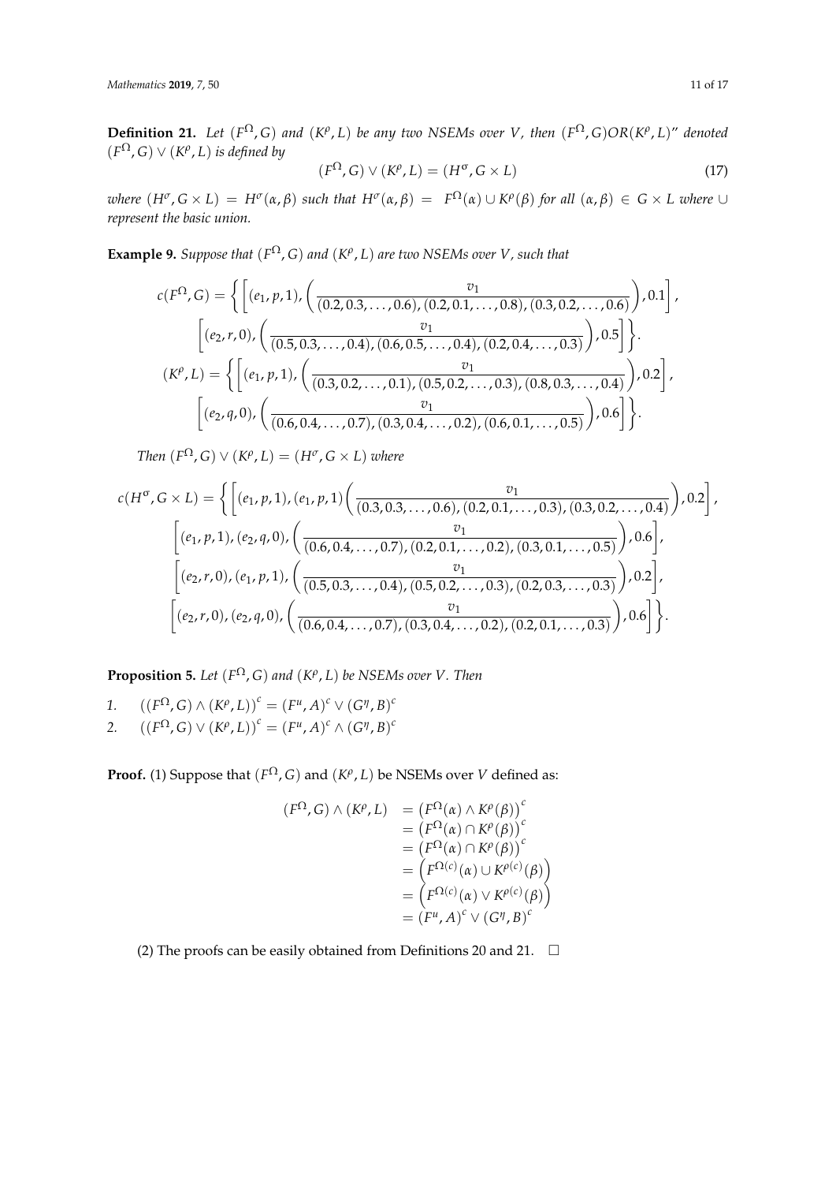**Definition 21.** *Let $(F^{\Omega}, G)$ and $(K^{\rho}, L)$ be any two NSEMs over $V$, then $(F^{\Omega}, G) OR (K^{\rho}, L)$" denoted $(F^{\Omega}, G) \vee (K^{\rho}, L)$ is defined by*

$$(F^{\Omega}, G) \vee (K^{\rho}, L) = (H^{\sigma}, G \times L) \tag{17}$$

*where $(H^{\sigma}, G \times L) = H^{\sigma}(\alpha, \beta)$ such that $H^{\sigma}(\alpha, \beta) = F^{\Omega}(\alpha) \cup K^{\rho}(\beta)$ for all $(\alpha, \beta) \in G \times L$ where $\cup$ represent the basic union.*

**Example 9.** *Suppose that $(F^{\Omega}, G)$ and $(K^{\rho}, L)$ are two NSEMs over $V$, such that*

$$c(F^{\Omega}, G) = \left\{ \left[ (e_1, p, 1), \left( \frac{v_1}{(0.2, 0.3, \ldots, 0.6), (0.2, 0.1, \ldots, 0.8), (0.3, 0.2, \ldots, 0.6)} \right), 0.1 \right], \right.$$
$$\left. \left[ (e_2, r, 0), \left( \frac{v_1}{(0.5, 0.3, \ldots, 0.4), (0.6, 0.5, \ldots, 0.4), (0.2, 0.4, \ldots, 0.3)} \right), 0.5 \right] \right\}.$$
$$(K^{\rho}, L) = \left\{ \left[ (e_1, p, 1), \left( \frac{v_1}{(0.3, 0.2, \ldots, 0.1), (0.5, 0.2, \ldots, 0.3), (0.8, 0.3, \ldots, 0.4)} \right), 0.2 \right], \right.$$
$$\left. \left[ (e_2, q, 0), \left( \frac{v_1}{(0.6, 0.4, \ldots, 0.7), (0.3, 0.4, \ldots, 0.2), (0.6, 0.1, \ldots, 0.5)} \right), 0.6 \right] \right\}.$$

*Then $(F^{\Omega}, G) \vee (K^{\rho}, L) = (H^{\sigma}, G \times L)$ where*

$$c(H^{\sigma}, G \times L) = \left\{ \left[ (e_1, p, 1), (e_1, p, 1) \left( \frac{v_1}{(0.3, 0.3, \ldots, 0.6), (0.2, 0.1, \ldots, 0.3), (0.3, 0.2, \ldots, 0.4)} \right), 0.2 \right], \right.$$
$$\left[ (e_1, p, 1), (e_2, q, 0), \left( \frac{v_1}{(0.6, 0.4, \ldots, 0.7), (0.2, 0.1, \ldots, 0.2), (0.3, 0.1, \ldots, 0.5)} \right), 0.6 \right],$$
$$\left[ (e_2, r, 0), (e_1, p, 1), \left( \frac{v_1}{(0.5, 0.3, \ldots, 0.4), (0.5, 0.2, \ldots, 0.3), (0.2, 0.3, \ldots, 0.3)} \right), 0.2 \right],$$
$$\left. \left[ (e_2, r, 0), (e_2, q, 0), \left( \frac{v_1}{(0.6, 0.4, \ldots, 0.7), (0.3, 0.4, \ldots, 0.2), (0.2, 0.1, \ldots, 0.3)} \right), 0.6 \right] \right\}.$$

**Proposition 5.** *Let $(F^{\Omega}, G)$ and $(K^{\rho}, L)$ be NSEMs over $V$. Then*

1. $((F^{\Omega}, G) \wedge (K^{\rho}, L))^c = (F^u, A)^c \vee (G^{\eta}, B)^c$
2. $((F^{\Omega}, G) \vee (K^{\rho}, L))^c = (F^u, A)^c \wedge (G^{\eta}, B)^c$

**Proof.** (1) Suppose that $(F^{\Omega}, G)$ and $(K^{\rho}, L)$ be NSEMs over $V$ defined as:

$$\begin{aligned}
(F^{\Omega}, G) \wedge (K^{\rho}, L) &= \left(F^{\Omega}(\alpha) \wedge K^{\rho}(\beta)\right)^c \\
&= \left(F^{\Omega}(\alpha) \cap K^{\rho}(\beta)\right)^c \\
&= \left(F^{\Omega}(\alpha) \cap K^{\rho}(\beta)\right)^c \\
&= \left(F^{\Omega(c)}(\alpha) \cup K^{\rho(c)}(\beta)\right) \\
&= \left(F^{\Omega(c)}(\alpha) \vee K^{\rho(c)}(\beta)\right) \\
&= (F^u, A)^c \vee (G^{\eta}, B)^c
\end{aligned}$$

(2) The proofs can be easily obtained from Definitions 20 and 21. □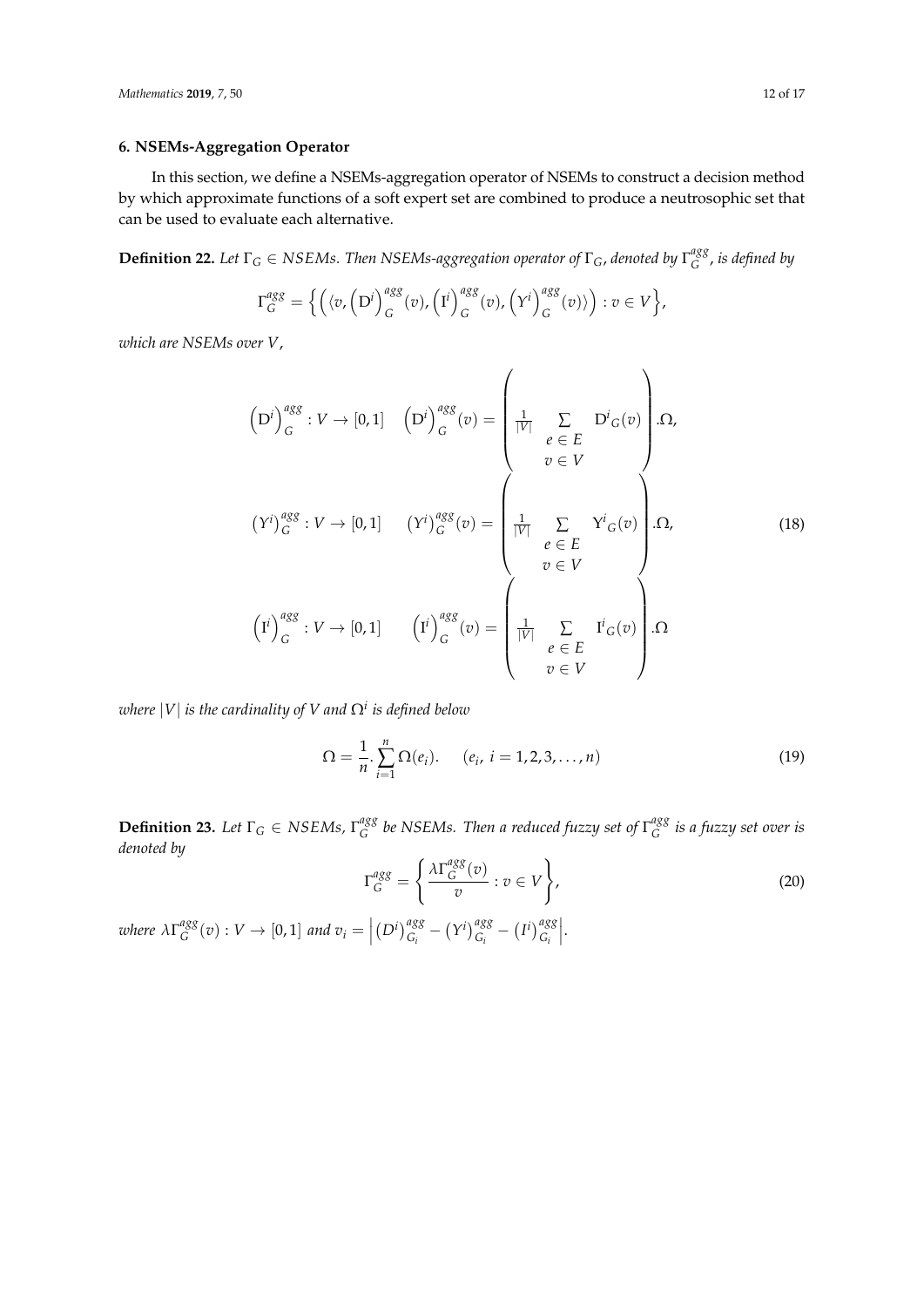## 6. NSEMs-Aggregation Operator

In this section, we define a NSEMs-aggregation operator of NSEMs to construct a decision method by which approximate functions of a soft expert set are combined to produce a neutrosophic set that can be used to evaluate each alternative.

**Definition 22.** *Let $\Gamma_G \in NSEMs$. Then NSEMs-aggregation operator of $\Gamma_G$, denoted by $\Gamma_G^{agg}$, is defined by*

$$\Gamma_G^{agg} = \left\{ \left( \langle v, \left(\mathrm{D}^i\right)_G^{agg}(v), \left(\mathrm{I}^i\right)_G^{agg}(v), \left(Y^i\right)_G^{agg}(v) \rangle \right) : v \in V \right\},$$

*which are NSEMs over $V$,*

$$\begin{array}{ll}
\left(\mathrm{D}^i\right)_G^{agg} : V \to [0,1] & \left(\mathrm{D}^i\right)_G^{agg}(v) = \left( \frac{1}{|V|} \sum\limits_{\substack{e \in E \\ v \in V}} \mathrm{D}^i{}_G(v) \right) .\Omega, \\
\left(Y^i\right)_G^{agg} : V \to [0,1] & \left(Y^i\right)_G^{agg}(v) = \left( \frac{1}{|V|} \sum\limits_{\substack{e \in E \\ v \in V}} \mathrm{Y}^i{}_G(v) \right) .\Omega, \\
\left(\mathrm{I}^i\right)_G^{agg} : V \to [0,1] & \left(\mathrm{I}^i\right)_G^{agg}(v) = \left( \frac{1}{|V|} \sum\limits_{\substack{e \in E \\ v \in V}} \mathrm{I}^i{}_G(v) \right) .\Omega
\end{array} \tag{18}$$

*where $|V|$ is the cardinality of V and $\Omega^i$ is defined below*

$$\Omega = \frac{1}{n}.\sum_{i=1}^{n} \Omega(e_i). \quad (e_i,\ i = 1,2,3,\ldots,n) \tag{19}$$

**Definition 23.** *Let $\Gamma_G \in NSEMs$, $\Gamma_G^{agg}$ be NSEMs. Then a reduced fuzzy set of $\Gamma_G^{agg}$ is a fuzzy set over is denoted by*

$$\Gamma_G^{agg} = \left\{ \frac{\lambda \Gamma_G^{agg}(v)}{v} : v \in V \right\}, \tag{20}$$

*where $\lambda \Gamma_G^{agg}(v) : V \to [0,1]$ and $v_i = \left| \left(D^i\right)_{G_i}^{agg} - \left(Y^i\right)_{G_i}^{agg} - \left(I^i\right)_{G_i}^{agg} \right|$.*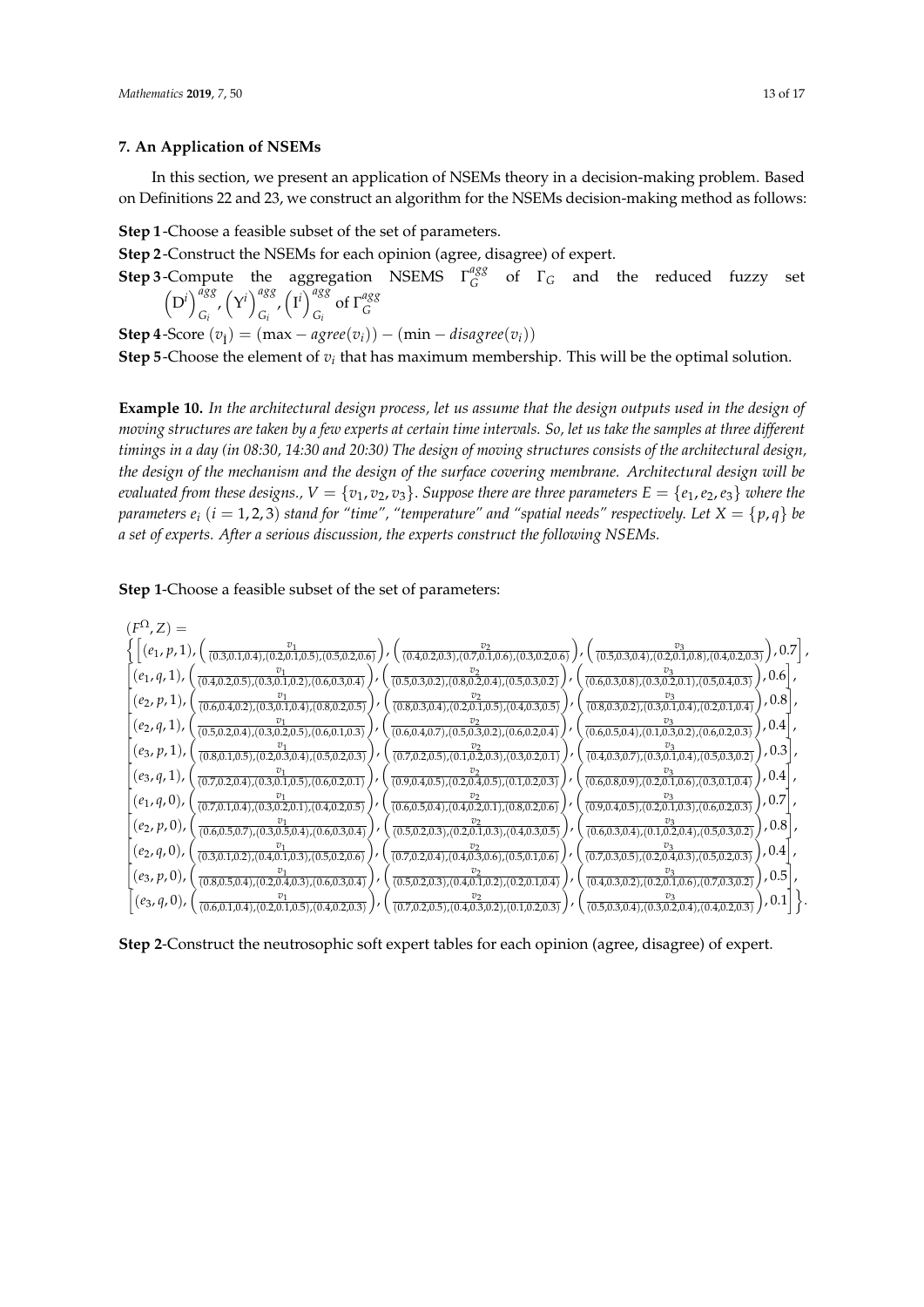## 7. An Application of NSEMs

In this section, we present an application of NSEMs theory in a decision-making problem. Based on Definitions 22 and 23, we construct an algorithm for the NSEMs decision-making method as follows:

**Step 1**-Choose a feasible subset of the set of parameters.

**Step 2**-Construct the NSEMs for each opinion (agree, disagree) of expert.

**Step 3**-Compute the aggregation NSEMS $\Gamma_G^{agg}$ of $\Gamma_G$ and the reduced fuzzy set $\left(D^i\right)_{G_i}^{agg}, \left(Y^i\right)_{G_i}^{agg}, \left(I^i\right)_{G_i}^{agg}$ of $\Gamma_G^{agg}$

**Step 4**-Score $(v_1) = (\max - agree(v_i)) - (\min - disagree(v_i))$

**Step 5**-Choose the element of $v_i$ that has maximum membership. This will be the optimal solution.

**Example 10.** *In the architectural design process, let us assume that the design outputs used in the design of moving structures are taken by a few experts at certain time intervals. So, let us take the samples at three different timings in a day (in 08:30, 14:30 and 20:30) The design of moving structures consists of the architectural design, the design of the mechanism and the design of the surface covering membrane. Architectural design will be evaluated from these designs., $V = \{v_1, v_2, v_3\}$. Suppose there are three parameters $E = \{e_1, e_2, e_3\}$ where the parameters $e_i$ $(i = 1, 2, 3)$ stand for "time", "temperature" and "spatial needs" respectively. Let $X = \{p, q\}$ be a set of experts. After a serious discussion, the experts construct the following NSEMs.*

**Step 1**-Choose a feasible subset of the set of parameters:

$$
\begin{aligned}
&(F^\Omega, Z) = \\
&\Big\{ \Big[ (e_1, p, 1), \Big( \tfrac{v_1}{(0.3,0.1,0.4),(0.2,0.1,0.5),(0.5,0.2,0.6)} \Big), \Big( \tfrac{v_2}{(0.4,0.2,0.3),(0.7,0.1,0.6),(0.3,0.2,0.6)} \Big), \Big( \tfrac{v_3}{(0.5,0.3,0.4),(0.2,0.1,0.8),(0.4,0.2,0.3)} \Big), 0.7 \Big], \\
&\Big[ (e_1, q, 1), \Big( \tfrac{v_1}{(0.4,0.2,0.5),(0.3,0.1,0.2),(0.6,0.3,0.4)} \Big), \Big( \tfrac{v_2}{(0.5,0.3,0.2),(0.8,0.2,0.4),(0.5,0.3,0.2)} \Big), \Big( \tfrac{v_3}{(0.6,0.3,0.8),(0.3,0.2,0.1),(0.5,0.4,0.3)} \Big), 0.6 \Big], \\
&\Big[ (e_2, p, 1), \Big( \tfrac{v_1}{(0.6,0.4,0.2),(0.3,0.1,0.4),(0.8,0.2,0.5)} \Big), \Big( \tfrac{v_2}{(0.8,0.3,0.4),(0.2,0.1,0.5),(0.4,0.3,0.5)} \Big), \Big( \tfrac{v_3}{(0.8,0.3,0.2),(0.3,0.1,0.4),(0.2,0.1,0.4)} \Big), 0.8 \Big], \\
&\Big[ (e_2, q, 1), \Big( \tfrac{v_1}{(0.5,0.2,0.4),(0.3,0.2,0.5),(0.6,0.1,0.3)} \Big), \Big( \tfrac{v_2}{(0.6,0.4,0.7),(0.5,0.3,0.2),(0.6,0.2,0.4)} \Big), \Big( \tfrac{v_3}{(0.6,0.5,0.4),(0.1,0.3,0.2),(0.6,0.2,0.3)} \Big), 0.4 \Big], \\
&\Big[ (e_3, p, 1), \Big( \tfrac{v_1}{(0.8,0.1,0.5),(0.2,0.3,0.4),(0.5,0.2,0.3)} \Big), \Big( \tfrac{v_2}{(0.7,0.2,0.5),(0.1,0.2,0.3),(0.3,0.2,0.1)} \Big), \Big( \tfrac{v_3}{(0.4,0.3,0.7),(0.3,0.1,0.4),(0.5,0.3,0.2)} \Big), 0.3 \Big], \\
&\Big[ (e_3, q, 1), \Big( \tfrac{v_1}{(0.7,0.2,0.4),(0.3,0.1,0.5),(0.6,0.2,0.1)} \Big), \Big( \tfrac{v_2}{(0.9,0.4,0.5),(0.2,0.4,0.5),(0.1,0.2,0.3)} \Big), \Big( \tfrac{v_3}{(0.6,0.8,0.9),(0.2,0.1,0.6),(0.3,0.1,0.4)} \Big), 0.4 \Big], \\
&\Big[ (e_1, q, 0), \Big( \tfrac{v_1}{(0.7,0.1,0.4),(0.3,0.2,0.1),(0.4,0.2,0.5)} \Big), \Big( \tfrac{v_2}{(0.6,0.5,0.4),(0.4,0.2,0.1),(0.8,0.2,0.6)} \Big), \Big( \tfrac{v_3}{(0.9,0.4,0.5),(0.2,0.1,0.3),(0.6,0.2,0.3)} \Big), 0.7 \Big], \\
&\Big[ (e_2, p, 0), \Big( \tfrac{v_1}{(0.6,0.5,0.7),(0.3,0.5,0.4),(0.6,0.3,0.4)} \Big), \Big( \tfrac{v_2}{(0.5,0.2,0.3),(0.2,0.1,0.3),(0.4,0.3,0.5)} \Big), \Big( \tfrac{v_3}{(0.6,0.3,0.4),(0.1,0.2,0.4),(0.5,0.3,0.2)} \Big), 0.8 \Big], \\
&\Big[ (e_2, q, 0), \Big( \tfrac{v_1}{(0.3,0.1,0.2),(0.4,0.1,0.3),(0.5,0.2,0.6)} \Big), \Big( \tfrac{v_2}{(0.7,0.2,0.4),(0.4,0.3,0.6),(0.5,0.1,0.6)} \Big), \Big( \tfrac{v_3}{(0.7,0.3,0.5),(0.2,0.4,0.3),(0.5,0.2,0.3)} \Big), 0.4 \Big], \\
&\Big[ (e_3, p, 0), \Big( \tfrac{v_1}{(0.8,0.5,0.4),(0.2,0.4,0.3),(0.6,0.3,0.4)} \Big), \Big( \tfrac{v_2}{(0.5,0.2,0.3),(0.4,0.1,0.2),(0.2,0.1,0.4)} \Big), \Big( \tfrac{v_3}{(0.4,0.3,0.2),(0.2,0.1,0.6),(0.7,0.3,0.2)} \Big), 0.5 \Big], \\
&\Big[ (e_3, q, 0), \Big( \tfrac{v_1}{(0.6,0.1,0.4),(0.2,0.1,0.5),(0.4,0.2,0.3)} \Big), \Big( \tfrac{v_2}{(0.7,0.2,0.5),(0.4,0.3,0.2),(0.1,0.2,0.3)} \Big), \Big( \tfrac{v_3}{(0.5,0.3,0.4),(0.3,0.2,0.4),(0.4,0.2,0.3)} \Big), 0.1 \Big] \Big\}.
\end{aligned}
$$

**Step 2**-Construct the neutrosophic soft expert tables for each opinion (agree, disagree) of expert.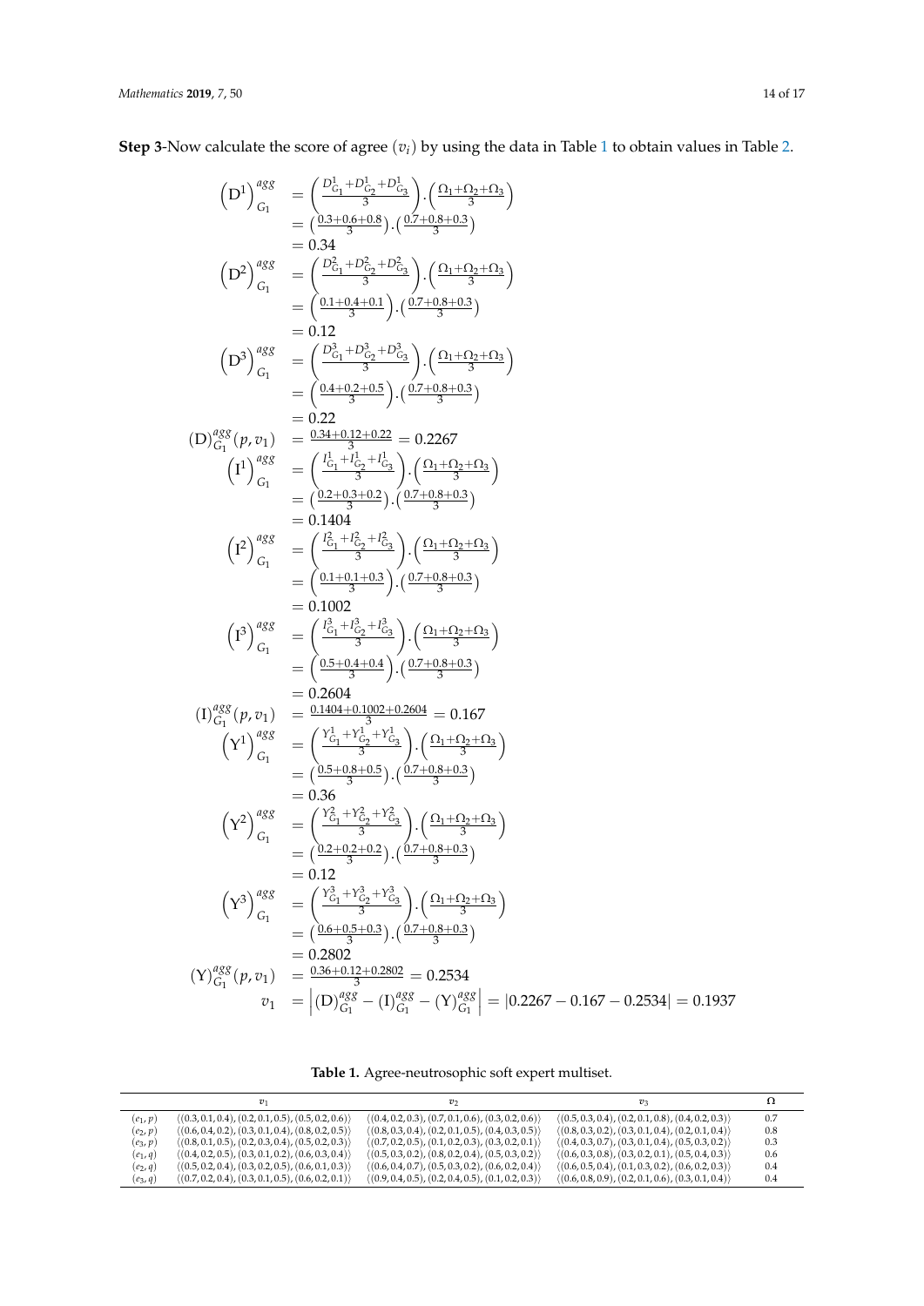**Step 3**-Now calculate the score of agree $(v_i)$ by using the data in Table 1 to obtain values in Table 2.

$$
\begin{aligned}
\left(\mathrm{D}^1\right)^{agg}_{G_1} &= \left(\frac{D^1_{G_1}+D^1_{G_2}+D^1_{G_3}}{3}\right).\left(\frac{\Omega_1+\Omega_2+\Omega_3}{3}\right) \\
&= \left(\frac{0.3+0.6+0.8}{3}\right).\left(\frac{0.7+0.8+0.3}{3}\right) \\
&= 0.34 \\
\left(\mathrm{D}^2\right)^{agg}_{G_1} &= \left(\frac{D^2_{G_1}+D^2_{G_2}+D^2_{G_3}}{3}\right).\left(\frac{\Omega_1+\Omega_2+\Omega_3}{3}\right) \\
&= \left(\frac{0.1+0.4+0.1}{3}\right).\left(\frac{0.7+0.8+0.3}{3}\right) \\
&= 0.12 \\
\left(\mathrm{D}^3\right)^{agg}_{G_1} &= \left(\frac{D^3_{G_1}+D^3_{G_2}+D^3_{G_3}}{3}\right).\left(\frac{\Omega_1+\Omega_2+\Omega_3}{3}\right) \\
&= \left(\frac{0.4+0.2+0.5}{3}\right).\left(\frac{0.7+0.8+0.3}{3}\right) \\
&= 0.22 \\
(\mathrm{D})^{agg}_{G_1}(p,v_1) &= \frac{0.34+0.12+0.22}{3} = 0.2267 \\
\left(\mathrm{I}^1\right)^{agg}_{G_1} &= \left(\frac{I^1_{G_1}+I^1_{G_2}+I^1_{G_3}}{3}\right).\left(\frac{\Omega_1+\Omega_2+\Omega_3}{3}\right) \\
&= \left(\frac{0.2+0.3+0.2}{3}\right).\left(\frac{0.7+0.8+0.3}{3}\right) \\
&= 0.1404 \\
\left(\mathrm{I}^2\right)^{agg}_{G_1} &= \left(\frac{I^2_{G_1}+I^2_{G_2}+I^2_{G_3}}{3}\right).\left(\frac{\Omega_1+\Omega_2+\Omega_3}{3}\right) \\
&= \left(\frac{0.1+0.1+0.3}{3}\right).\left(\frac{0.7+0.8+0.3}{3}\right) \\
&= 0.1002 \\
\left(\mathrm{I}^3\right)^{agg}_{G_1} &= \left(\frac{I^3_{G_1}+I^3_{G_2}+I^3_{G_3}}{3}\right).\left(\frac{\Omega_1+\Omega_2+\Omega_3}{3}\right) \\
&= \left(\frac{0.5+0.4+0.4}{3}\right).\left(\frac{0.7+0.8+0.3}{3}\right) \\
&= 0.2604 \\
(\mathrm{I})^{agg}_{G_1}(p,v_1) &= \frac{0.1404+0.1002+0.2604}{3} = 0.167 \\
\left(\mathrm{Y}^1\right)^{agg}_{G_1} &= \left(\frac{Y^1_{G_1}+Y^1_{G_2}+Y^1_{G_3}}{3}\right).\left(\frac{\Omega_1+\Omega_2+\Omega_3}{3}\right) \\
&= \left(\frac{0.5+0.8+0.5}{3}\right).\left(\frac{0.7+0.8+0.3}{3}\right) \\
&= 0.36 \\
\left(\mathrm{Y}^2\right)^{agg}_{G_1} &= \left(\frac{Y^2_{G_1}+Y^2_{G_2}+Y^2_{G_3}}{3}\right).\left(\frac{\Omega_1+\Omega_2+\Omega_3}{3}\right) \\
&= \left(\frac{0.2+0.2+0.2}{3}\right).\left(\frac{0.7+0.8+0.3}{3}\right) \\
&= 0.12 \\
\left(\mathrm{Y}^3\right)^{agg}_{G_1} &= \left(\frac{Y^3_{G_1}+Y^3_{G_2}+Y^3_{G_3}}{3}\right).\left(\frac{\Omega_1+\Omega_2+\Omega_3}{3}\right) \\
&= \left(\frac{0.6+0.5+0.3}{3}\right).\left(\frac{0.7+0.8+0.3}{3}\right) \\
&= 0.2802 \\
(\mathrm{Y})^{agg}_{G_1}(p,v_1) &= \frac{0.36+0.12+0.2802}{3} = 0.2534 \\
v_1 &= \left|(\mathrm{D})^{agg}_{G_1} - (\mathrm{I})^{agg}_{G_1} - (\mathrm{Y})^{agg}_{G_1}\right| = |0.2267 - 0.167 - 0.2534| = 0.1937
\end{aligned}
$$

**Table 1.** Agree-neutrosophic soft expert multiset.

| | $v_1$ | $v_2$ | $v_3$ | $\Omega$ |
|---|---|---|---|---|
| $(e_1,p)$ | $\langle(0.3,0.1,0.4),(0.2,0.1,0.5),(0.5,0.2,0.6)\rangle$ | $\langle(0.4,0.2,0.3),(0.7,0.1,0.6),(0.3,0.2,0.6)\rangle$ | $\langle(0.5,0.3,0.4),(0.2,0.1,0.8),(0.4,0.2,0.3)\rangle$ | 0.7 |
| $(e_2,p)$ | $\langle(0.6,0.4,0.2),(0.3,0.1,0.4),(0.8,0.2,0.5)\rangle$ | $\langle(0.8,0.3,0.4),(0.2,0.1,0.5),(0.4,0.3,0.5)\rangle$ | $\langle(0.8,0.3,0.2),(0.3,0.1,0.4),(0.2,0.1,0.4)\rangle$ | 0.8 |
| $(e_3,p)$ | $\langle(0.8,0.1,0.5),(0.2,0.3,0.4),(0.5,0.2,0.3)\rangle$ | $\langle(0.7,0.2,0.5),(0.1,0.2,0.3),(0.3,0.2,0.1)\rangle$ | $\langle(0.4,0.3,0.7),(0.3,0.1,0.4),(0.5,0.3,0.2)\rangle$ | 0.3 |
| $(e_1,q)$ | $\langle(0.4,0.2,0.5),(0.3,0.1,0.2),(0.6,0.3,0.4)\rangle$ | $\langle(0.5,0.3,0.2),(0.8,0.2,0.4),(0.5,0.3,0.2)\rangle$ | $\langle(0.6,0.3,0.8),(0.3,0.2,0.1),(0.5,0.4,0.3)\rangle$ | 0.6 |
| $(e_2,q)$ | $\langle(0.5,0.2,0.4),(0.3,0.2,0.5),(0.6,0.1,0.3)\rangle$ | $\langle(0.6,0.4,0.7),(0.5,0.3,0.2),(0.6,0.2,0.4)\rangle$ | $\langle(0.6,0.5,0.4),(0.1,0.3,0.2),(0.6,0.2,0.3)\rangle$ | 0.4 |
| $(e_3,q)$ | $\langle(0.7,0.2,0.4),(0.3,0.1,0.5),(0.6,0.2,0.1)\rangle$ | $\langle(0.9,0.4,0.5),(0.2,0.4,0.5),(0.1,0.2,0.3)\rangle$ | $\langle(0.6,0.8,0.9),(0.2,0.1,0.6),(0.3,0.1,0.4)\rangle$ | 0.4 |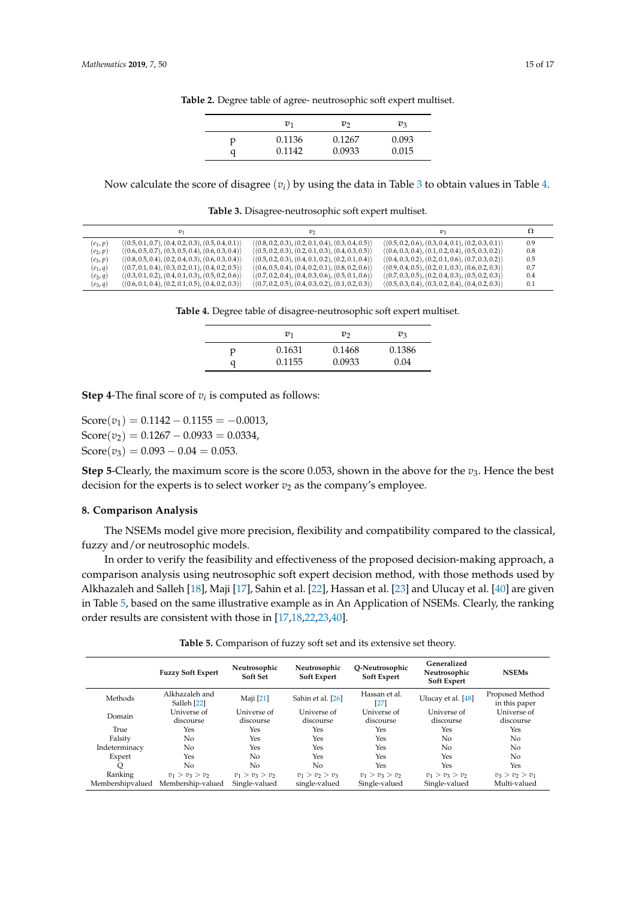**Table 2.** Degree table of agree- neutrosophic soft expert multiset.

| | $v_1$ | $v_2$ | $v_3$ |
|---|---|---|---|
| p | 0.1136 | 0.1267 | 0.093 |
| q | 0.1142 | 0.0933 | 0.015 |

Now calculate the score of disagree $(v_i)$ by using the data in Table 3 to obtain values in Table 4.

**Table 3.** Disagree-neutrosophic soft expert multiset.

| | $v_1$ | $v_2$ | $v_3$ | $\Omega$ |
|---|---|---|---|---|
| $(e_1, p)$ | $\langle(0.5, 0.1, 0.7), (0.4, 0.2, 0.3), (0.5, 0.4, 0.1)\rangle$ | $\langle(0.8, 0.2, 0.3), (0.2, 0.1, 0.4), (0.3, 0.4, 0.5)\rangle$ | $\langle(0.5, 0.2, 0.6), (0.3, 0.4, 0.1), (0.2, 0.3, 0.1)\rangle$ | 0.9 |
| $(e_2, p)$ | $\langle(0.6, 0.5, 0.7), (0.3, 0.5, 0.4), (0.6, 0.3, 0.4)\rangle$ | $\langle(0.5, 0.2, 0.3), (0.2, 0.1, 0.3), (0.4, 0.3, 0.5)\rangle$ | $\langle(0.6, 0.3, 0.4), (0.1, 0.2, 0.4), (0.5, 0.3, 0.2)\rangle$ | 0.8 |
| $(e_3, p)$ | $\langle(0.8, 0.5, 0.4), (0.2, 0.4, 0.3), (0.6, 0.3, 0.4)\rangle$ | $\langle(0.5, 0.2, 0.3), (0.4, 0.1, 0.2), (0.2, 0.1, 0.4)\rangle$ | $\langle(0.4, 0.3, 0.2), (0.2, 0.1, 0.6), (0.7, 0.3, 0.2)\rangle$ | 0.5 |
| $(e_1, q)$ | $\langle(0.7, 0.1, 0.4), (0.3, 0.2, 0.1), (0.4, 0.2, 0.5)\rangle$ | $\langle(0.6, 0.5, 0.4), (0.4, 0.2, 0.1), (0.8, 0.2, 0.6)\rangle$ | $\langle(0.9, 0.4, 0.5), (0.2, 0.1, 0.3), (0.6, 0.2, 0.3)\rangle$ | 0.7 |
| $(e_2, q)$ | $\langle(0.3, 0.1, 0.2), (0.4, 0.1, 0.3), (0.5, 0.2, 0.6)\rangle$ | $\langle(0.7, 0.2, 0.4), (0.4, 0.3, 0.6), (0.5, 0.1, 0.6)\rangle$ | $\langle(0.7, 0.3, 0.5), (0.2, 0.4, 0.3), (0.5, 0.2, 0.3)\rangle$ | 0.4 |
| $(e_3, q)$ | $\langle(0.6, 0.1, 0.4), (0.2, 0.1, 0.5), (0.4, 0.2, 0.3)\rangle$ | $\langle(0.7, 0.2, 0.5), (0.4, 0.3, 0.2), (0.1, 0.2, 0.3)\rangle$ | $\langle(0.5, 0.3, 0.4), (0.3, 0.2, 0.4), (0.4, 0.2, 0.3)\rangle$ | 0.1 |

**Table 4.** Degree table of disagree-neutrosophic soft expert multiset.

| | $v_1$ | $v_2$ | $v_3$ |
|---|---|---|---|
| p | 0.1631 | 0.1468 | 0.1386 |
| q | 0.1155 | 0.0933 | 0.04 |

**Step 4**-The final score of $v_i$ is computed as follows:

$\text{Score}(v_1) = 0.1142 - 0.1155 = -0.0013,$
$\text{Score}(v_2) = 0.1267 - 0.0933 = 0.0334,$
$\text{Score}(v_3) = 0.093 - 0.04 = 0.053.$

**Step 5**-Clearly, the maximum score is the score 0.053, shown in the above for the $v_3$. Hence the best decision for the experts is to select worker $v_2$ as the company's employee.

## 8. Comparison Analysis

The NSEMs model give more precision, flexibility and compatibility compared to the classical, fuzzy and/or neutrosophic models.

In order to verify the feasibility and effectiveness of the proposed decision-making approach, a comparison analysis using neutrosophic soft expert decision method, with those methods used by Alkhazaleh and Salleh [18], Maji [17], Sahin et al. [22], Hassan et al. [23] and Ulucay et al. [40] are given in Table 5, based on the same illustrative example as in An Application of NSEMs. Clearly, the ranking order results are consistent with those in [17,18,22,23,40].

**Table 5.** Comparison of fuzzy soft set and its extensive set theory.

| | **Fuzzy Soft Expert** | **Neutrosophic Soft Set** | **Neutrosophic Soft Expert** | **Q-Neutrosophic Soft Expert** | **Generalized Neutrosophic Soft Expert** | **NSEMs** |
|---|---|---|---|---|---|---|
| Methods | Alkhazaleh and Salleh [22] | Maji [21] | Sahin et al. [26] | Hassan et al. [27] | Ulucay et al. [48] | Proposed Method in this paper |
| Domain | Universe of discourse | Universe of discourse | Universe of discourse | Universe of discourse | Universe of discourse | Universe of discourse |
| True | Yes | Yes | Yes | Yes | Yes | Yes |
| Falsity | No | Yes | Yes | Yes | No | No |
| Indeterminacy | No | Yes | Yes | Yes | No | No |
| Expert | Yes | No | Yes | Yes | Yes | No |
| Q | No | No | No | Yes | Yes | Yes |
| Ranking | $v_1 > v_3 > v_2$ | $v_1 > v_3 > v_2$ | $v_1 > v_2 > v_3$ | $v_1 > v_3 > v_2$ | $v_1 > v_3 > v_2$ | $v_3 > v_2 > v_1$ |
| Membershipvalued | Membership-valued | Single-valued | single-valued | Single-valued | Single-valued | Multi-valued |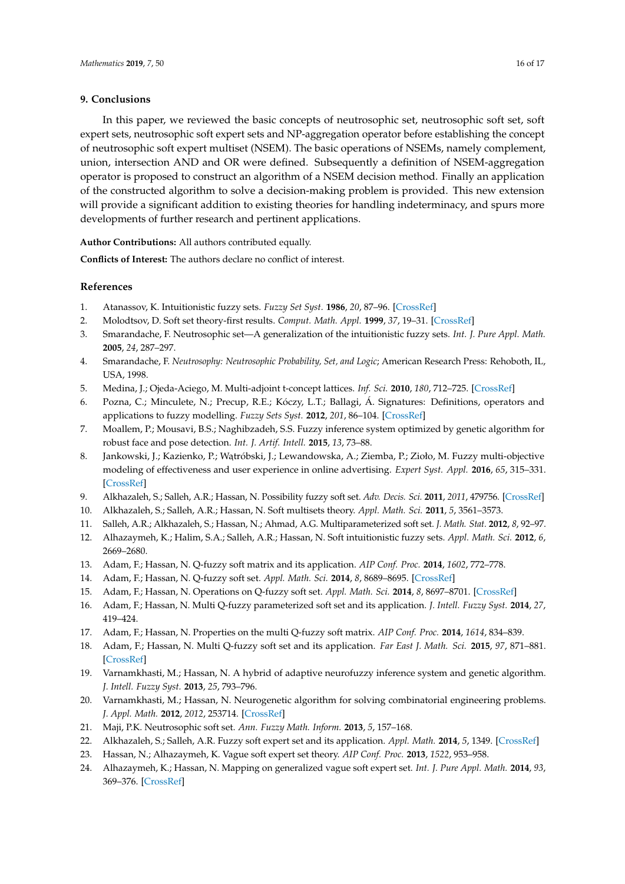## 9. Conclusions

In this paper, we reviewed the basic concepts of neutrosophic set, neutrosophic soft set, soft expert sets, neutrosophic soft expert sets and NP-aggregation operator before establishing the concept of neutrosophic soft expert multiset (NSEM). The basic operations of NSEMs, namely complement, union, intersection AND and OR were defined. Subsequently a definition of NSEM-aggregation operator is proposed to construct an algorithm of a NSEM decision method. Finally an application of the constructed algorithm to solve a decision-making problem is provided. This new extension will provide a significant addition to existing theories for handling indeterminacy, and spurs more developments of further research and pertinent applications.

**Author Contributions:** All authors contributed equally.

**Conflicts of Interest:** The authors declare no conflict of interest.

## References

1. Atanassov, K. Intuitionistic fuzzy sets. *Fuzzy Set Syst.* **1986**, *20*, 87–96. [CrossRef]
2. Molodtsov, D. Soft set theory-first results. *Comput. Math. Appl.* **1999**, *37*, 19–31. [CrossRef]
3. Smarandache, F. Neutrosophic set—A generalization of the intuitionistic fuzzy sets. *Int. J. Pure Appl. Math.* **2005**, *24*, 287–297.
4. Smarandache, F. *Neutrosophy: Neutrosophic Probability, Set, and Logic*; American Research Press: Rehoboth, IL, USA, 1998.
5. Medina, J.; Ojeda-Aciego, M. Multi-adjoint t-concept lattices. *Inf. Sci.* **2010**, *180*, 712–725. [CrossRef]
6. Pozna, C.; Minculete, N.; Precup, R.E.; Kóczy, L.T.; Ballagi, Á. Signatures: Definitions, operators and applications to fuzzy modelling. *Fuzzy Sets Syst.* **2012**, *201*, 86–104. [CrossRef]
7. Moallem, P.; Mousavi, B.S.; Naghibzadeh, S.S. Fuzzy inference system optimized by genetic algorithm for robust face and pose detection. *Int. J. Artif. Intell.* **2015**, *13*, 73–88.
8. Jankowski, J.; Kazienko, P.; Wątróbski, J.; Lewandowska, A.; Ziemba, P.; Zioło, M. Fuzzy multi-objective modeling of effectiveness and user experience in online advertising. *Expert Syst. Appl.* **2016**, *65*, 315–331. [CrossRef]
9. Alkhazaleh, S.; Salleh, A.R.; Hassan, N. Possibility fuzzy soft set. *Adv. Decis. Sci.* **2011**, *2011*, 479756. [CrossRef]
10. Alkhazaleh, S.; Salleh, A.R.; Hassan, N. Soft multisets theory. *Appl. Math. Sci.* **2011**, *5*, 3561–3573.
11. Salleh, A.R.; Alkhazaleh, S.; Hassan, N.; Ahmad, A.G. Multiparameterized soft set. *J. Math. Stat.* **2012**, *8*, 92–97.
12. Alhazaymeh, K.; Halim, S.A.; Salleh, A.R.; Hassan, N. Soft intuitionistic fuzzy sets. *Appl. Math. Sci.* **2012**, *6*, 2669–2680.
13. Adam, F.; Hassan, N. Q-fuzzy soft matrix and its application. *AIP Conf. Proc.* **2014**, *1602*, 772–778.
14. Adam, F.; Hassan, N. Q-fuzzy soft set. *Appl. Math. Sci.* **2014**, *8*, 8689–8695. [CrossRef]
15. Adam, F.; Hassan, N. Operations on Q-fuzzy soft set. *Appl. Math. Sci.* **2014**, *8*, 8697–8701. [CrossRef]
16. Adam, F.; Hassan, N. Multi Q-fuzzy parameterized soft set and its application. *J. Intell. Fuzzy Syst.* **2014**, *27*, 419–424.
17. Adam, F.; Hassan, N. Properties on the multi Q-fuzzy soft matrix. *AIP Conf. Proc.* **2014**, *1614*, 834–839.
18. Adam, F.; Hassan, N. Multi Q-fuzzy soft set and its application. *Far East J. Math. Sci.* **2015**, *97*, 871–881. [CrossRef]
19. Varnamkhasti, M.; Hassan, N. A hybrid of adaptive neurofuzzy inference system and genetic algorithm. *J. Intell. Fuzzy Syst.* **2013**, *25*, 793–796.
20. Varnamkhasti, M.; Hassan, N. Neurogenetic algorithm for solving combinatorial engineering problems. *J. Appl. Math.* **2012**, *2012*, 253714. [CrossRef]
21. Maji, P.K. Neutrosophic soft set. *Ann. Fuzzy Math. Inform.* **2013**, *5*, 157–168.
22. Alkhazaleh, S.; Salleh, A.R. Fuzzy soft expert set and its application. *Appl. Math.* **2014**, *5*, 1349. [CrossRef]
23. Hassan, N.; Alhazaymeh, K. Vague soft expert set theory. *AIP Conf. Proc.* **2013**, *1522*, 953–958.
24. Alhazaymeh, K.; Hassan, N. Mapping on generalized vague soft expert set. *Int. J. Pure Appl. Math.* **2014**, *93*, 369–376. [CrossRef]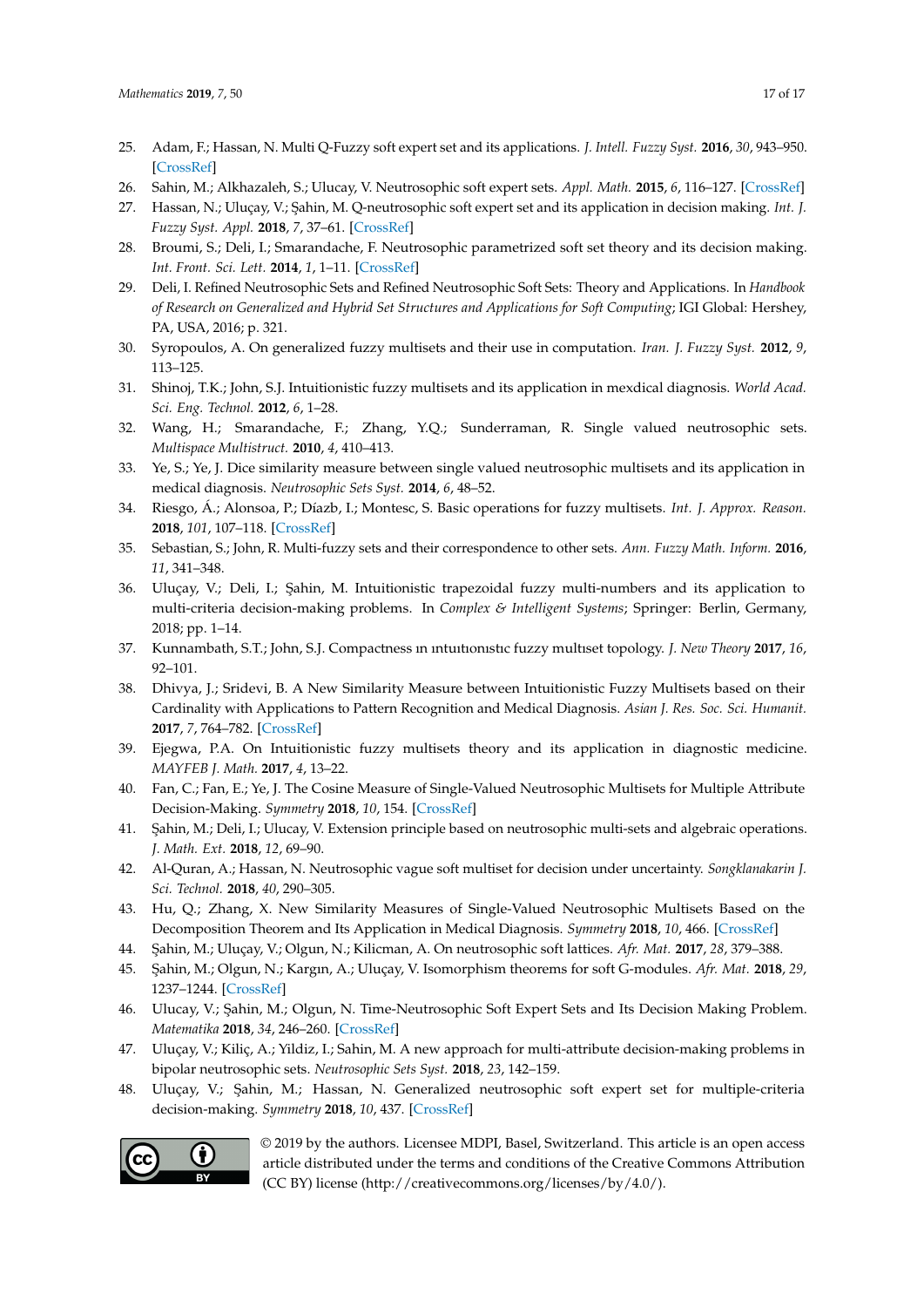25. Adam, F.; Hassan, N. Multi Q-Fuzzy soft expert set and its applications. *J. Intell. Fuzzy Syst.* **2016**, *30*, 943–950. [CrossRef]
26. Sahin, M.; Alkhazaleh, S.; Ulucay, V. Neutrosophic soft expert sets. *Appl. Math.* **2015**, *6*, 116–127. [CrossRef]
27. Hassan, N.; Uluçay, V.; Şahin, M. Q-neutrosophic soft expert set and its application in decision making. *Int. J. Fuzzy Syst. Appl.* **2018**, *7*, 37–61. [CrossRef]
28. Broumi, S.; Deli, I.; Smarandache, F. Neutrosophic parametrized soft set theory and its decision making. *Int. Front. Sci. Lett.* **2014**, *1*, 1–11. [CrossRef]
29. Deli, I. Refined Neutrosophic Sets and Refined Neutrosophic Soft Sets: Theory and Applications. In *Handbook of Research on Generalized and Hybrid Set Structures and Applications for Soft Computing*; IGI Global: Hershey, PA, USA, 2016; p. 321.
30. Syropoulos, A. On generalized fuzzy multisets and their use in computation. *Iran. J. Fuzzy Syst.* **2012**, *9*, 113–125.
31. Shinoj, T.K.; John, S.J. Intuitionistic fuzzy multisets and its application in mexdical diagnosis. *World Acad. Sci. Eng. Technol.* **2012**, *6*, 1–28.
32. Wang, H.; Smarandache, F.; Zhang, Y.Q.; Sunderraman, R. Single valued neutrosophic sets. *Multispace Multistruct.* **2010**, *4*, 410–413.
33. Ye, S.; Ye, J. Dice similarity measure between single valued neutrosophic multisets and its application in medical diagnosis. *Neutrosophic Sets Syst.* **2014**, *6*, 48–52.
34. Riesgo, Á.; Alonsoa, P.; Díazb, I.; Montesc, S. Basic operations for fuzzy multisets. *Int. J. Approx. Reason.* **2018**, *101*, 107–118. [CrossRef]
35. Sebastian, S.; John, R. Multi-fuzzy sets and their correspondence to other sets. *Ann. Fuzzy Math. Inform.* **2016**, *11*, 341–348.
36. Uluçay, V.; Deli, I.; Şahin, M. Intuitionistic trapezoidal fuzzy multi-numbers and its application to multi-criteria decision-making problems. In *Complex & Intelligent Systems*; Springer: Berlin, Germany, 2018; pp. 1–14.
37. Kunnambath, S.T.; John, S.J. Compactness ın ıntuıtıonıstıc fuzzy multıset topology. *J. New Theory* **2017**, *16*, 92–101.
38. Dhivya, J.; Sridevi, B. A New Similarity Measure between Intuitionistic Fuzzy Multisets based on their Cardinality with Applications to Pattern Recognition and Medical Diagnosis. *Asian J. Res. Soc. Sci. Humanit.* **2017**, *7*, 764–782. [CrossRef]
39. Ejegwa, P.A. On Intuitionistic fuzzy multisets theory and its application in diagnostic medicine. *MAYFEB J. Math.* **2017**, *4*, 13–22.
40. Fan, C.; Fan, E.; Ye, J. The Cosine Measure of Single-Valued Neutrosophic Multisets for Multiple Attribute Decision-Making. *Symmetry* **2018**, *10*, 154. [CrossRef]
41. Şahin, M.; Deli, I.; Ulucay, V. Extension principle based on neutrosophic multi-sets and algebraic operations. *J. Math. Ext.* **2018**, *12*, 69–90.
42. Al-Quran, A.; Hassan, N. Neutrosophic vague soft multiset for decision under uncertainty. *Songklanakarin J. Sci. Technol.* **2018**, *40*, 290–305.
43. Hu, Q.; Zhang, X. New Similarity Measures of Single-Valued Neutrosophic Multisets Based on the Decomposition Theorem and Its Application in Medical Diagnosis. *Symmetry* **2018**, *10*, 466. [CrossRef]
44. Şahin, M.; Uluçay, V.; Olgun, N.; Kilicman, A. On neutrosophic soft lattices. *Afr. Mat.* **2017**, *28*, 379–388.
45. Şahin, M.; Olgun, N.; Kargın, A.; Uluçay, V. Isomorphism theorems for soft G-modules. *Afr. Mat.* **2018**, *29*, 1237–1244. [CrossRef]
46. Ulucay, V.; Şahin, M.; Olgun, N. Time-Neutrosophic Soft Expert Sets and Its Decision Making Problem. *Matematika* **2018**, *34*, 246–260. [CrossRef]
47. Uluçay, V.; Kiliç, A.; Yildiz, I.; Sahin, M. A new approach for multi-attribute decision-making problems in bipolar neutrosophic sets. *Neutrosophic Sets Syst.* **2018**, *23*, 142–159.
48. Uluçay, V.; Şahin, M.; Hassan, N. Generalized neutrosophic soft expert set for multiple-criteria decision-making. *Symmetry* **2018**, *10*, 437. [CrossRef]

© 2019 by the authors. Licensee MDPI, Basel, Switzerland. This article is an open access article distributed under the terms and conditions of the Creative Commons Attribution (CC BY) license (http://creativecommons.org/licenses/by/4.0/).